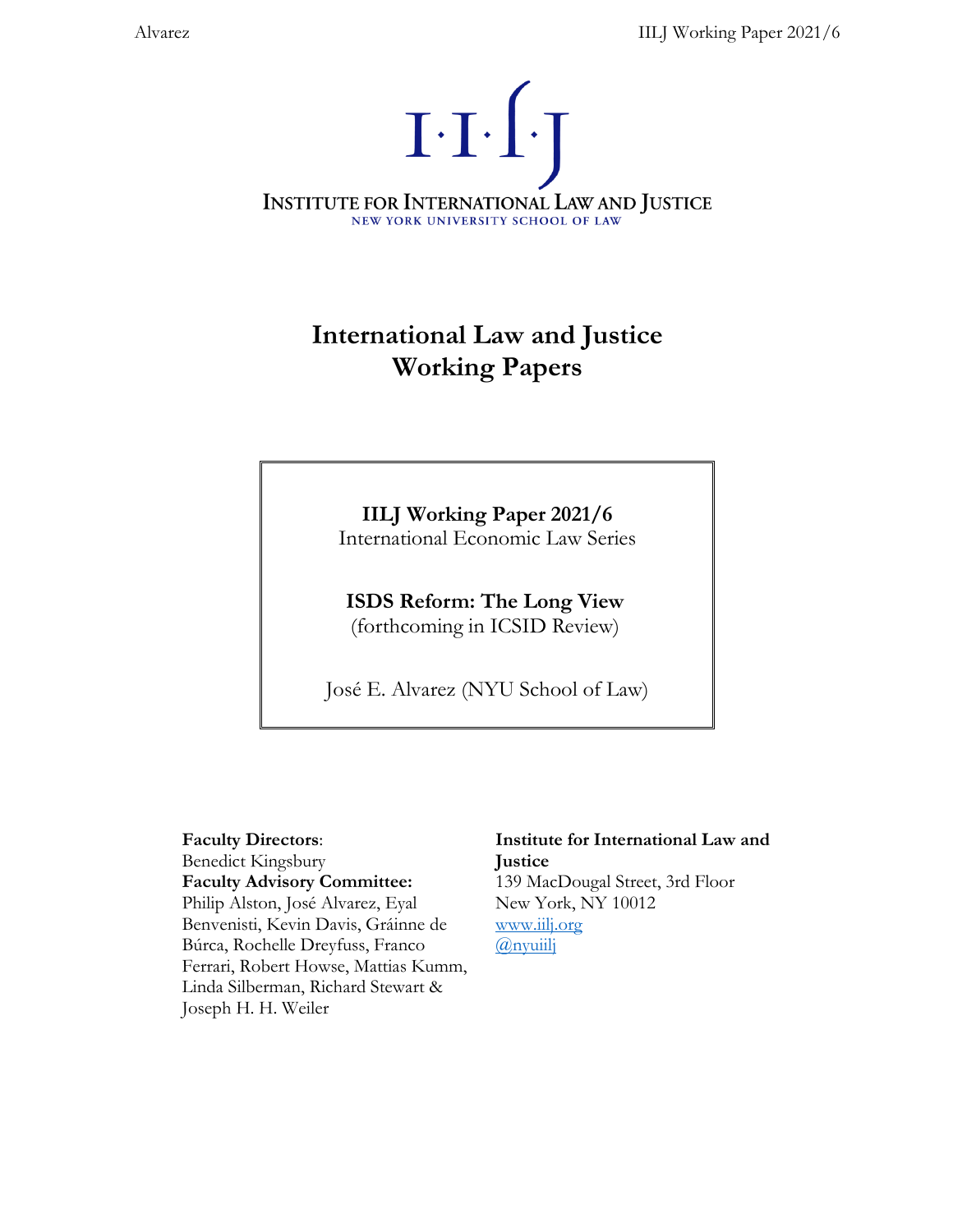I·I·ʃ·J

INSTITUTE FOR INTERNATIONAL LAW AND JUSTICE
NEW YORK UNIVERSITY SCHOOL OF LAW

# International Law and Justice Working Papers

**IILJ Working Paper 2021/6**
International Economic Law Series

**ISDS Reform: The Long View**
(forthcoming in ICSID Review)

José E. Alvarez (NYU School of Law)

**Faculty Directors**:
Benedict Kingsbury
**Faculty Advisory Committee:**
Philip Alston, José Alvarez, Eyal Benvenisti, Kevin Davis, Gráinne de Búrca, Rochelle Dreyfuss, Franco Ferrari, Robert Howse, Mattias Kumm, Linda Silberman, Richard Stewart & Joseph H. H. Weiler

**Institute for International Law and Justice**
139 MacDougal Street, 3rd Floor
New York, NY 10012
www.iilj.org
@nyuiilj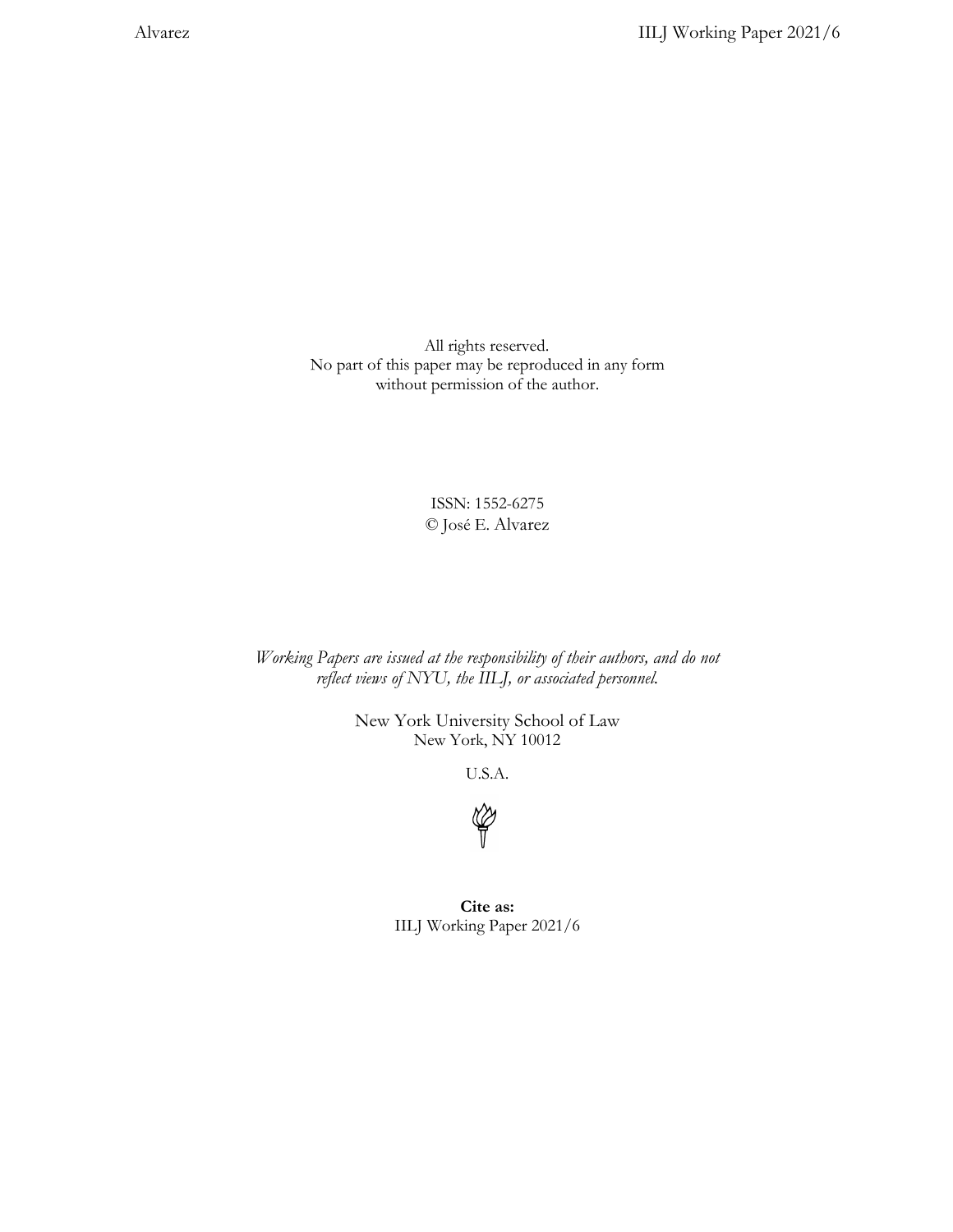All rights reserved.
No part of this paper may be reproduced in any form
without permission of the author.

ISSN: 1552-6275
© José E. Alvarez

*Working Papers are issued at the responsibility of their authors, and do not reflect views of NYU, the IILJ, or associated personnel.*

New York University School of Law
New York, NY 10012

U.S.A.

**Cite as:**
IILJ Working Paper 2021/6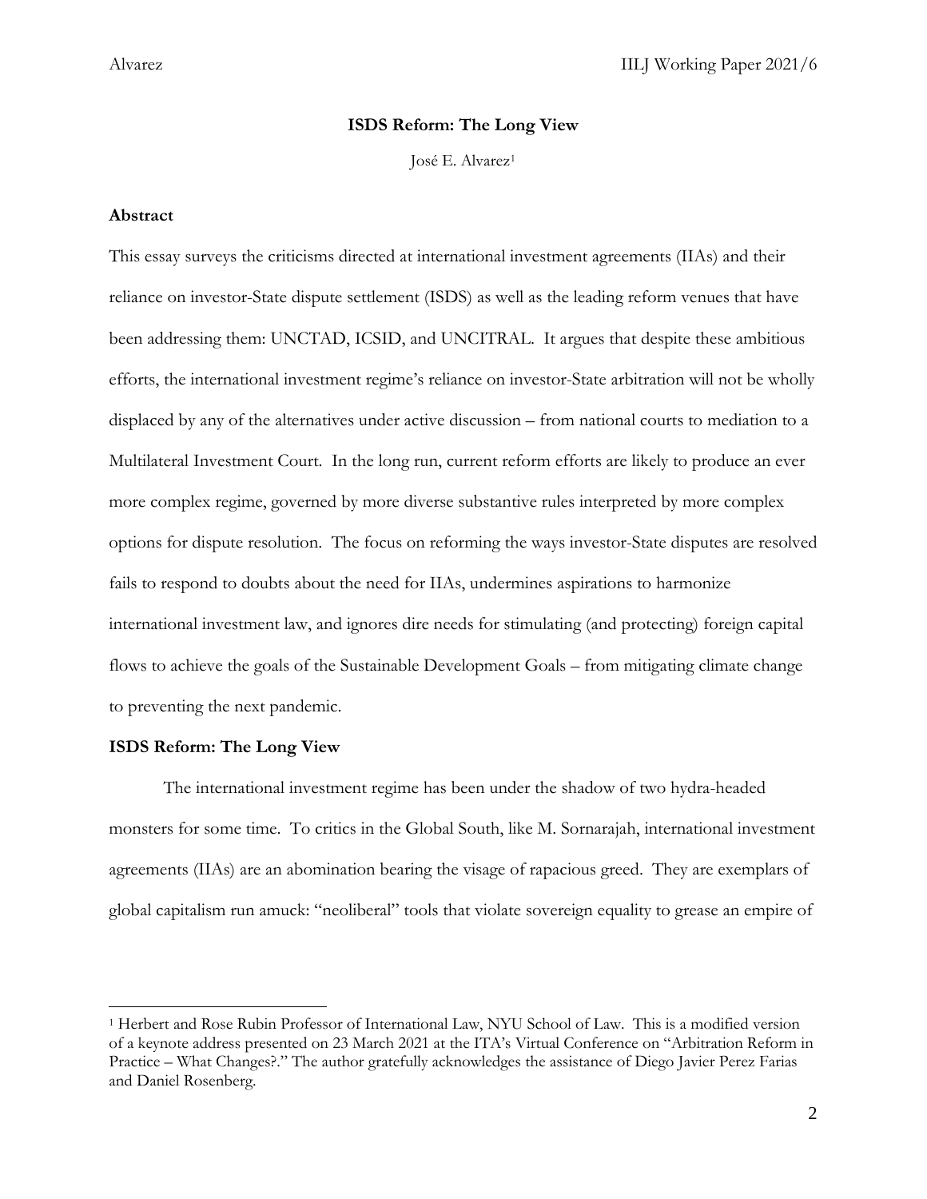**ISDS Reform: The Long View**

José E. Alvarez[1]

**Abstract**

This essay surveys the criticisms directed at international investment agreements (IIAs) and their reliance on investor-State dispute settlement (ISDS) as well as the leading reform venues that have been addressing them: UNCTAD, ICSID, and UNCITRAL. It argues that despite these ambitious efforts, the international investment regime's reliance on investor-State arbitration will not be wholly displaced by any of the alternatives under active discussion – from national courts to mediation to a Multilateral Investment Court. In the long run, current reform efforts are likely to produce an ever more complex regime, governed by more diverse substantive rules interpreted by more complex options for dispute resolution. The focus on reforming the ways investor-State disputes are resolved fails to respond to doubts about the need for IIAs, undermines aspirations to harmonize international investment law, and ignores dire needs for stimulating (and protecting) foreign capital flows to achieve the goals of the Sustainable Development Goals – from mitigating climate change to preventing the next pandemic.

**ISDS Reform: The Long View**

The international investment regime has been under the shadow of two hydra-headed monsters for some time. To critics in the Global South, like M. Sornarajah, international investment agreements (IIAs) are an abomination bearing the visage of rapacious greed. They are exemplars of global capitalism run amuck: "neoliberal" tools that violate sovereign equality to grease an empire of

[1] Herbert and Rose Rubin Professor of International Law, NYU School of Law. This is a modified version of a keynote address presented on 23 March 2021 at the ITA's Virtual Conference on "Arbitration Reform in Practice – What Changes?." The author gratefully acknowledges the assistance of Diego Javier Perez Farias and Daniel Rosenberg.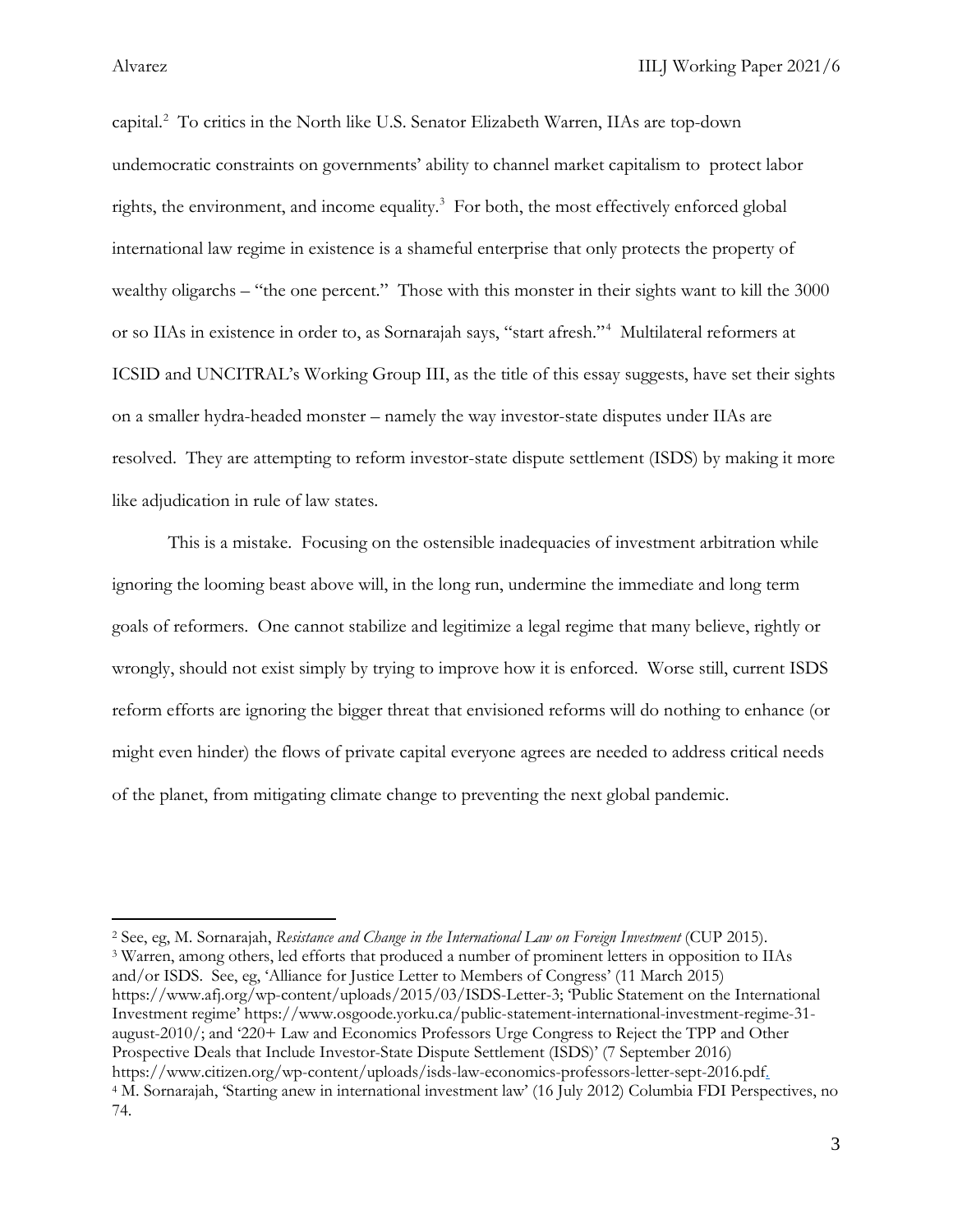capital.[2] To critics in the North like U.S. Senator Elizabeth Warren, IIAs are top-down undemocratic constraints on governments' ability to channel market capitalism to protect labor rights, the environment, and income equality.[3] For both, the most effectively enforced global international law regime in existence is a shameful enterprise that only protects the property of wealthy oligarchs – "the one percent." Those with this monster in their sights want to kill the 3000 or so IIAs in existence in order to, as Sornarajah says, "start afresh."[4] Multilateral reformers at ICSID and UNCITRAL's Working Group III, as the title of this essay suggests, have set their sights on a smaller hydra-headed monster – namely the way investor-state disputes under IIAs are resolved. They are attempting to reform investor-state dispute settlement (ISDS) by making it more like adjudication in rule of law states.

This is a mistake. Focusing on the ostensible inadequacies of investment arbitration while ignoring the looming beast above will, in the long run, undermine the immediate and long term goals of reformers. One cannot stabilize and legitimize a legal regime that many believe, rightly or wrongly, should not exist simply by trying to improve how it is enforced. Worse still, current ISDS reform efforts are ignoring the bigger threat that envisioned reforms will do nothing to enhance (or might even hinder) the flows of private capital everyone agrees are needed to address critical needs of the planet, from mitigating climate change to preventing the next global pandemic.

---

[2] See, eg, M. Sornarajah, *Resistance and Change in the International Law on Foreign Investment* (CUP 2015).

[3] Warren, among others, led efforts that produced a number of prominent letters in opposition to IIAs and/or ISDS. See, eg, 'Alliance for Justice Letter to Members of Congress' (11 March 2015) https://www.afj.org/wp-content/uploads/2015/03/ISDS-Letter-3; 'Public Statement on the International Investment regime' https://www.osgoode.yorku.ca/public-statement-international-investment-regime-31-august-2010/; and '220+ Law and Economics Professors Urge Congress to Reject the TPP and Other Prospective Deals that Include Investor-State Dispute Settlement (ISDS)' (7 September 2016) https://www.citizen.org/wp-content/uploads/isds-law-economics-professors-letter-sept-2016.pdf.

[4] M. Sornarajah, 'Starting anew in international investment law' (16 July 2012) Columbia FDI Perspectives, no 74.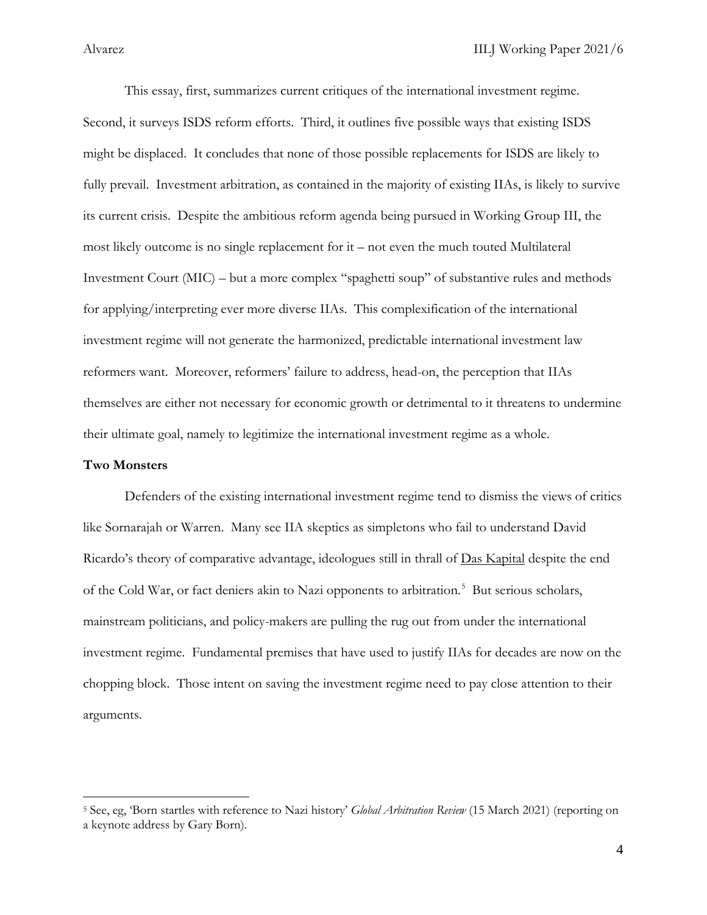This essay, first, summarizes current critiques of the international investment regime. Second, it surveys ISDS reform efforts. Third, it outlines five possible ways that existing ISDS might be displaced. It concludes that none of those possible replacements for ISDS are likely to fully prevail. Investment arbitration, as contained in the majority of existing IIAs, is likely to survive its current crisis. Despite the ambitious reform agenda being pursued in Working Group III, the most likely outcome is no single replacement for it – not even the much touted Multilateral Investment Court (MIC) – but a more complex "spaghetti soup" of substantive rules and methods for applying/interpreting ever more diverse IIAs. This complexification of the international investment regime will not generate the harmonized, predictable international investment law reformers want. Moreover, reformers' failure to address, head-on, the perception that IIAs themselves are either not necessary for economic growth or detrimental to it threatens to undermine their ultimate goal, namely to legitimize the international investment regime as a whole.

## Two Monsters

Defenders of the existing international investment regime tend to dismiss the views of critics like Sornarajah or Warren. Many see IIA skeptics as simpletons who fail to understand David Ricardo's theory of comparative advantage, ideologues still in thrall of Das Kapital despite the end of the Cold War, or fact deniers akin to Nazi opponents to arbitration.[5] But serious scholars, mainstream politicians, and policy-makers are pulling the rug out from under the international investment regime. Fundamental premises that have used to justify IIAs for decades are now on the chopping block. Those intent on saving the investment regime need to pay close attention to their arguments.

---

[5] See, eg, 'Born startles with reference to Nazi history' *Global Arbitration Review* (15 March 2021) (reporting on a keynote address by Gary Born).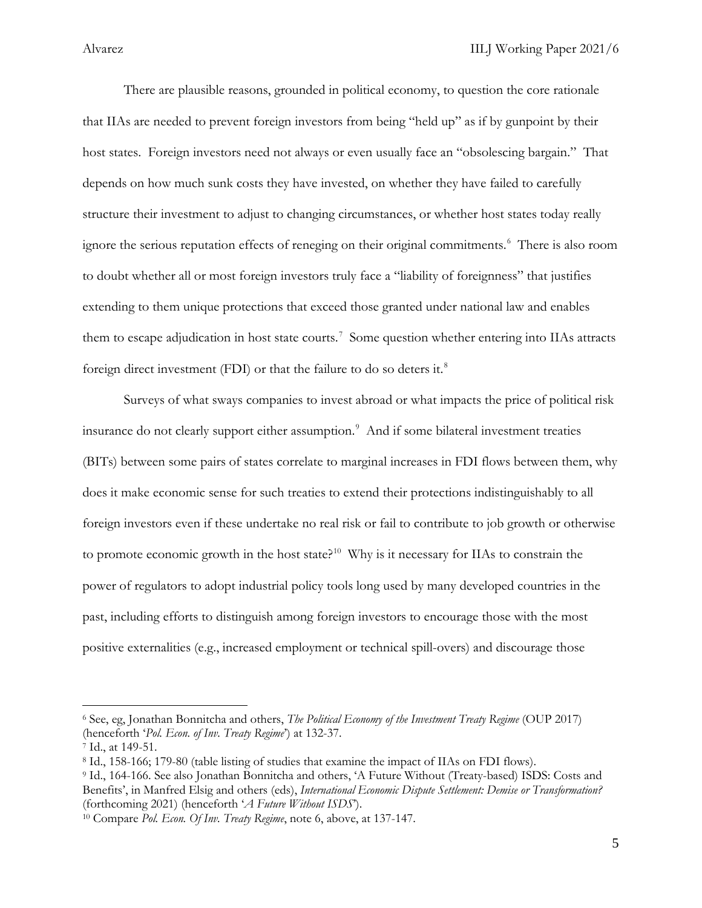There are plausible reasons, grounded in political economy, to question the core rationale that IIAs are needed to prevent foreign investors from being "held up" as if by gunpoint by their host states. Foreign investors need not always or even usually face an "obsolescing bargain." That depends on how much sunk costs they have invested, on whether they have failed to carefully structure their investment to adjust to changing circumstances, or whether host states today really ignore the serious reputation effects of reneging on their original commitments.[6] There is also room to doubt whether all or most foreign investors truly face a "liability of foreignness" that justifies extending to them unique protections that exceed those granted under national law and enables them to escape adjudication in host state courts.[7] Some question whether entering into IIAs attracts foreign direct investment (FDI) or that the failure to do so deters it.[8]

Surveys of what sways companies to invest abroad or what impacts the price of political risk insurance do not clearly support either assumption.[9] And if some bilateral investment treaties (BITs) between some pairs of states correlate to marginal increases in FDI flows between them, why does it make economic sense for such treaties to extend their protections indistinguishably to all foreign investors even if these undertake no real risk or fail to contribute to job growth or otherwise to promote economic growth in the host state?[10] Why is it necessary for IIAs to constrain the power of regulators to adopt industrial policy tools long used by many developed countries in the past, including efforts to distinguish among foreign investors to encourage those with the most positive externalities (e.g., increased employment or technical spill-overs) and discourage those

---

[6] See, eg, Jonathan Bonnitcha and others, *The Political Economy of the Investment Treaty Regime* (OUP 2017) (henceforth '*Pol. Econ. of Inv. Treaty Regime*') at 132-37.

[7] Id., at 149-51.

[8] Id., 158-166; 179-80 (table listing of studies that examine the impact of IIAs on FDI flows).

[9] Id., 164-166. See also Jonathan Bonnitcha and others, 'A Future Without (Treaty-based) ISDS: Costs and Benefits', in Manfred Elsig and others (eds), *International Economic Dispute Settlement: Demise or Transformation?* (forthcoming 2021) (henceforth '*A Future Without ISDS*').

[10] Compare *Pol. Econ. Of Inv. Treaty Regime*, note 6, above, at 137-147.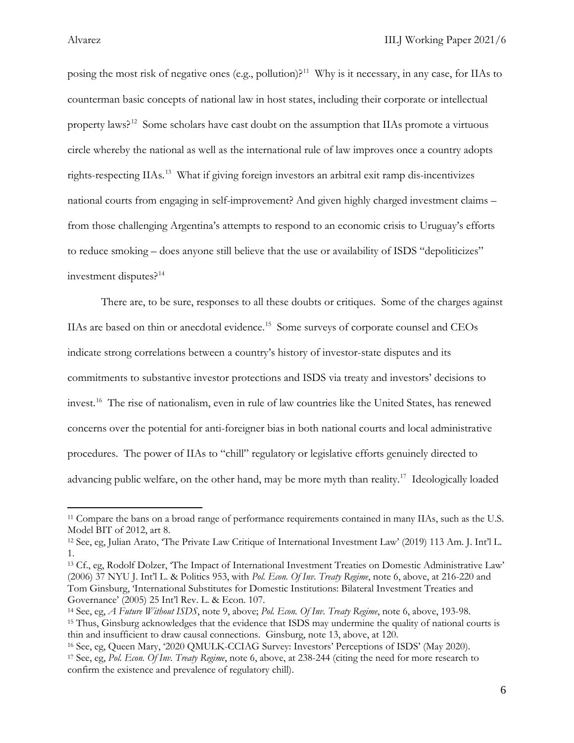posing the most risk of negative ones (e.g., pollution)?[11] Why is it necessary, in any case, for IIAs to counterman basic concepts of national law in host states, including their corporate or intellectual property laws?[12] Some scholars have cast doubt on the assumption that IIAs promote a virtuous circle whereby the national as well as the international rule of law improves once a country adopts rights-respecting IIAs.[13] What if giving foreign investors an arbitral exit ramp dis-incentivizes national courts from engaging in self-improvement? And given highly charged investment claims – from those challenging Argentina's attempts to respond to an economic crisis to Uruguay's efforts to reduce smoking – does anyone still believe that the use or availability of ISDS "depoliticizes" investment disputes?[14]

There are, to be sure, responses to all these doubts or critiques. Some of the charges against IIAs are based on thin or anecdotal evidence.[15] Some surveys of corporate counsel and CEOs indicate strong correlations between a country's history of investor-state disputes and its commitments to substantive investor protections and ISDS via treaty and investors' decisions to invest.[16] The rise of nationalism, even in rule of law countries like the United States, has renewed concerns over the potential for anti-foreigner bias in both national courts and local administrative procedures. The power of IIAs to "chill" regulatory or legislative efforts genuinely directed to advancing public welfare, on the other hand, may be more myth than reality.[17] Ideologically loaded

---

[11] Compare the bans on a broad range of performance requirements contained in many IIAs, such as the U.S. Model BIT of 2012, art 8.

[12] See, eg, Julian Arato, 'The Private Law Critique of International Investment Law' (2019) 113 Am. J. Int'l L. 1.

[13] Cf., eg, Rodolf Dolzer, 'The Impact of International Investment Treaties on Domestic Administrative Law' (2006) 37 NYU J. Int'l L. & Politics 953, with *Pol. Econ. Of Inv. Treaty Regime*, note 6, above, at 216-220 and Tom Ginsburg, 'International Substitutes for Domestic Institutions: Bilateral Investment Treaties and Governance' (2005) 25 Int'l Rev. L. & Econ. 107.

[14] See, eg, *A Future Without ISDS*, note 9, above; *Pol. Econ. Of Inv. Treaty Regime*, note 6, above, 193-98.

[15] Thus, Ginsburg acknowledges that the evidence that ISDS may undermine the quality of national courts is thin and insufficient to draw causal connections. Ginsburg, note 13, above, at 120.

[16] See, eg, Queen Mary, '2020 QMULK-CCIAG Survey: Investors' Perceptions of ISDS' (May 2020).

[17] See, eg, *Pol. Econ. Of Inv. Treaty Regime*, note 6, above, at 238-244 (citing the need for more research to confirm the existence and prevalence of regulatory chill).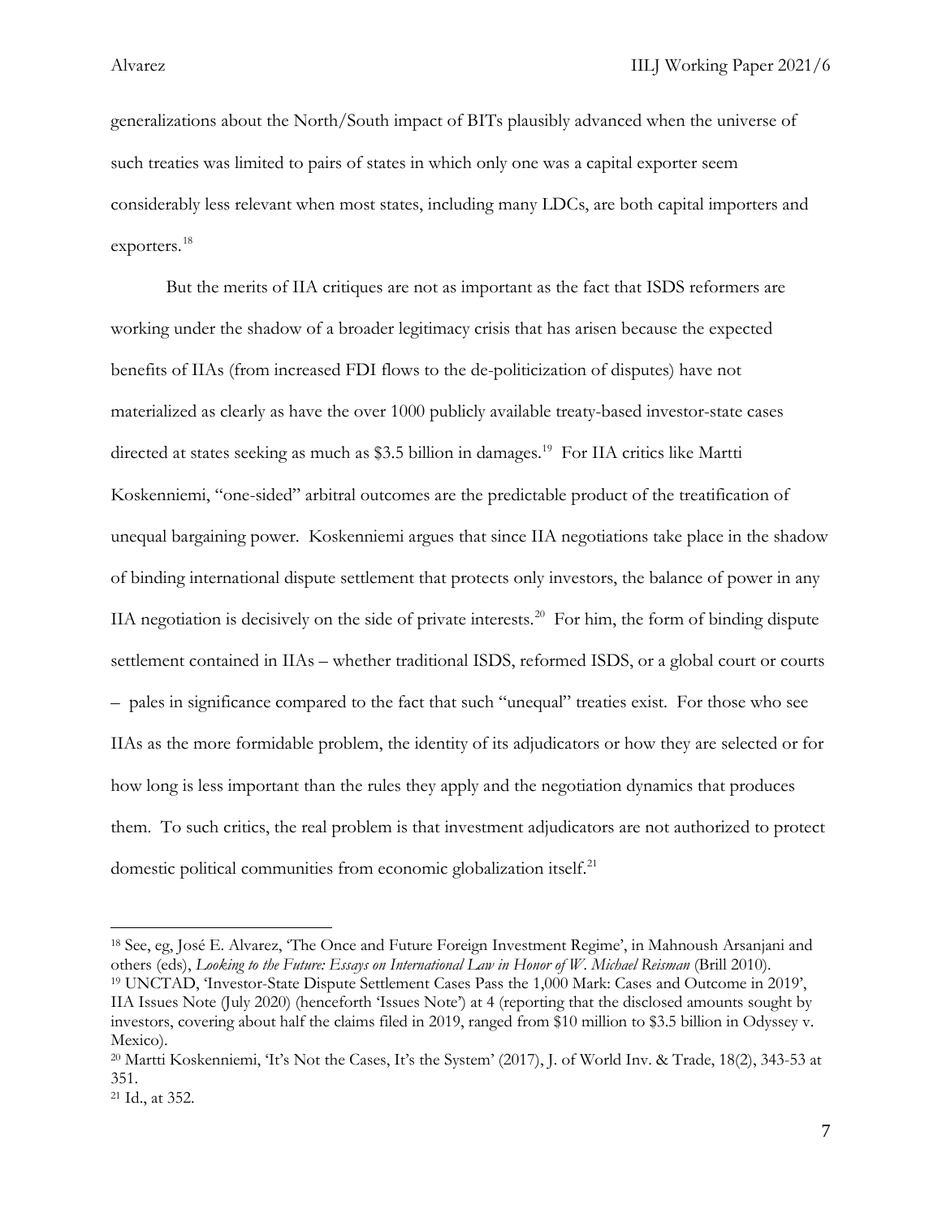generalizations about the North/South impact of BITs plausibly advanced when the universe of such treaties was limited to pairs of states in which only one was a capital exporter seem considerably less relevant when most states, including many LDCs, are both capital importers and exporters.[18]

But the merits of IIA critiques are not as important as the fact that ISDS reformers are working under the shadow of a broader legitimacy crisis that has arisen because the expected benefits of IIAs (from increased FDI flows to the de-politicization of disputes) have not materialized as clearly as have the over 1000 publicly available treaty-based investor-state cases directed at states seeking as much as $3.5 billion in damages.[19] For IIA critics like Martti Koskenniemi, "one-sided" arbitral outcomes are the predictable product of the treatification of unequal bargaining power. Koskenniemi argues that since IIA negotiations take place in the shadow of binding international dispute settlement that protects only investors, the balance of power in any IIA negotiation is decisively on the side of private interests.[20] For him, the form of binding dispute settlement contained in IIAs – whether traditional ISDS, reformed ISDS, or a global court or courts – pales in significance compared to the fact that such "unequal" treaties exist. For those who see IIAs as the more formidable problem, the identity of its adjudicators or how they are selected or for how long is less important than the rules they apply and the negotiation dynamics that produces them. To such critics, the real problem is that investment adjudicators are not authorized to protect domestic political communities from economic globalization itself.[21]

---

[18] See, eg, José E. Alvarez, 'The Once and Future Foreign Investment Regime', in Mahnoush Arsanjani and others (eds), *Looking to the Future: Essays on International Law in Honor of W. Michael Reisman* (Brill 2010).

[19] UNCTAD, 'Investor-State Dispute Settlement Cases Pass the 1,000 Mark: Cases and Outcome in 2019', IIA Issues Note (July 2020) (henceforth 'Issues Note') at 4 (reporting that the disclosed amounts sought by investors, covering about half the claims filed in 2019, ranged from $10 million to $3.5 billion in Odyssey v. Mexico).

[20] Martti Koskenniemi, 'It's Not the Cases, It's the System' (2017), J. of World Inv. & Trade, 18(2), 343-53 at 351.

[21] Id., at 352.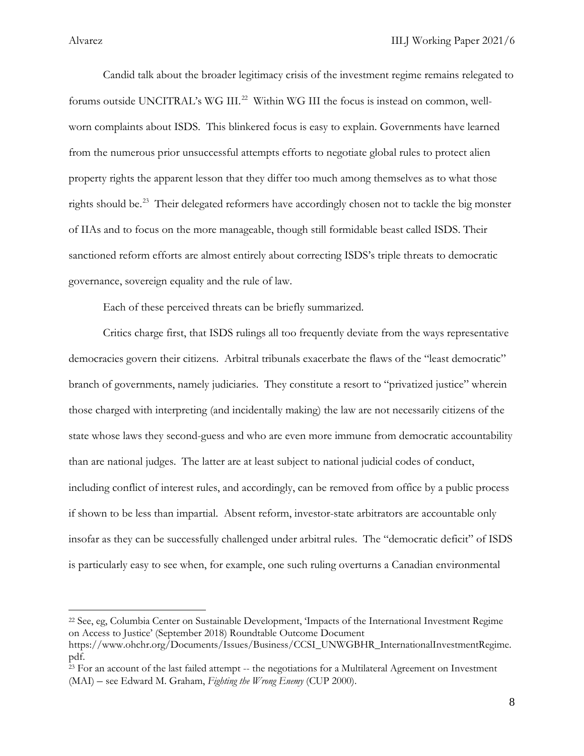Candid talk about the broader legitimacy crisis of the investment regime remains relegated to forums outside UNCITRAL's WG III.[22] Within WG III the focus is instead on common, well-worn complaints about ISDS. This blinkered focus is easy to explain. Governments have learned from the numerous prior unsuccessful attempts efforts to negotiate global rules to protect alien property rights the apparent lesson that they differ too much among themselves as to what those rights should be.[23] Their delegated reformers have accordingly chosen not to tackle the big monster of IIAs and to focus on the more manageable, though still formidable beast called ISDS. Their sanctioned reform efforts are almost entirely about correcting ISDS's triple threats to democratic governance, sovereign equality and the rule of law.

Each of these perceived threats can be briefly summarized.

Critics charge first, that ISDS rulings all too frequently deviate from the ways representative democracies govern their citizens. Arbitral tribunals exacerbate the flaws of the "least democratic" branch of governments, namely judiciaries. They constitute a resort to "privatized justice" wherein those charged with interpreting (and incidentally making) the law are not necessarily citizens of the state whose laws they second-guess and who are even more immune from democratic accountability than are national judges. The latter are at least subject to national judicial codes of conduct, including conflict of interest rules, and accordingly, can be removed from office by a public process if shown to be less than impartial. Absent reform, investor-state arbitrators are accountable only insofar as they can be successfully challenged under arbitral rules. The "democratic deficit" of ISDS is particularly easy to see when, for example, one such ruling overturns a Canadian environmental

---

[22] See, eg, Columbia Center on Sustainable Development, 'Impacts of the International Investment Regime on Access to Justice' (September 2018) Roundtable Outcome Document https://www.ohchr.org/Documents/Issues/Business/CCSI_UNWGBHR_InternationalInvestmentRegime.pdf.

[23] For an account of the last failed attempt -- the negotiations for a Multilateral Agreement on Investment (MAI) – see Edward M. Graham, *Fighting the Wrong Enemy* (CUP 2000).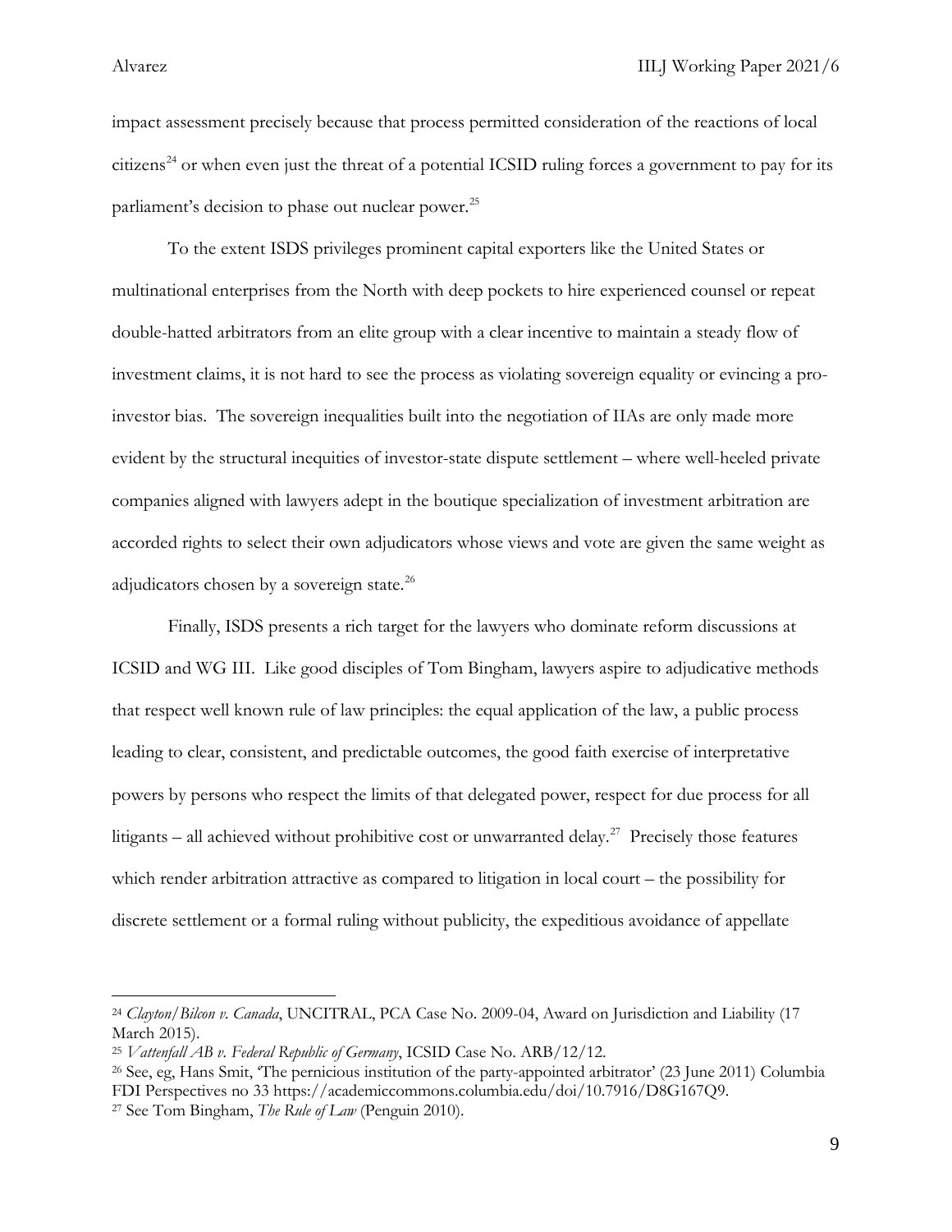impact assessment precisely because that process permitted consideration of the reactions of local citizens[24] or when even just the threat of a potential ICSID ruling forces a government to pay for its parliament's decision to phase out nuclear power.[25]

To the extent ISDS privileges prominent capital exporters like the United States or multinational enterprises from the North with deep pockets to hire experienced counsel or repeat double-hatted arbitrators from an elite group with a clear incentive to maintain a steady flow of investment claims, it is not hard to see the process as violating sovereign equality or evincing a pro-investor bias. The sovereign inequalities built into the negotiation of IIAs are only made more evident by the structural inequities of investor-state dispute settlement – where well-heeled private companies aligned with lawyers adept in the boutique specialization of investment arbitration are accorded rights to select their own adjudicators whose views and vote are given the same weight as adjudicators chosen by a sovereign state.[26]

Finally, ISDS presents a rich target for the lawyers who dominate reform discussions at ICSID and WG III. Like good disciples of Tom Bingham, lawyers aspire to adjudicative methods that respect well known rule of law principles: the equal application of the law, a public process leading to clear, consistent, and predictable outcomes, the good faith exercise of interpretative powers by persons who respect the limits of that delegated power, respect for due process for all litigants – all achieved without prohibitive cost or unwarranted delay.[27] Precisely those features which render arbitration attractive as compared to litigation in local court – the possibility for discrete settlement or a formal ruling without publicity, the expeditious avoidance of appellate

---

[24] *Clayton/Bilcon v. Canada*, UNCITRAL, PCA Case No. 2009-04, Award on Jurisdiction and Liability (17 March 2015).

[25] *Vattenfall AB v. Federal Republic of Germany*, ICSID Case No. ARB/12/12.

[26] See, eg, Hans Smit, 'The pernicious institution of the party-appointed arbitrator' (23 June 2011) Columbia FDI Perspectives no 33 https://academiccommons.columbia.edu/doi/10.7916/D8G167Q9.

[27] See Tom Bingham, *The Rule of Law* (Penguin 2010).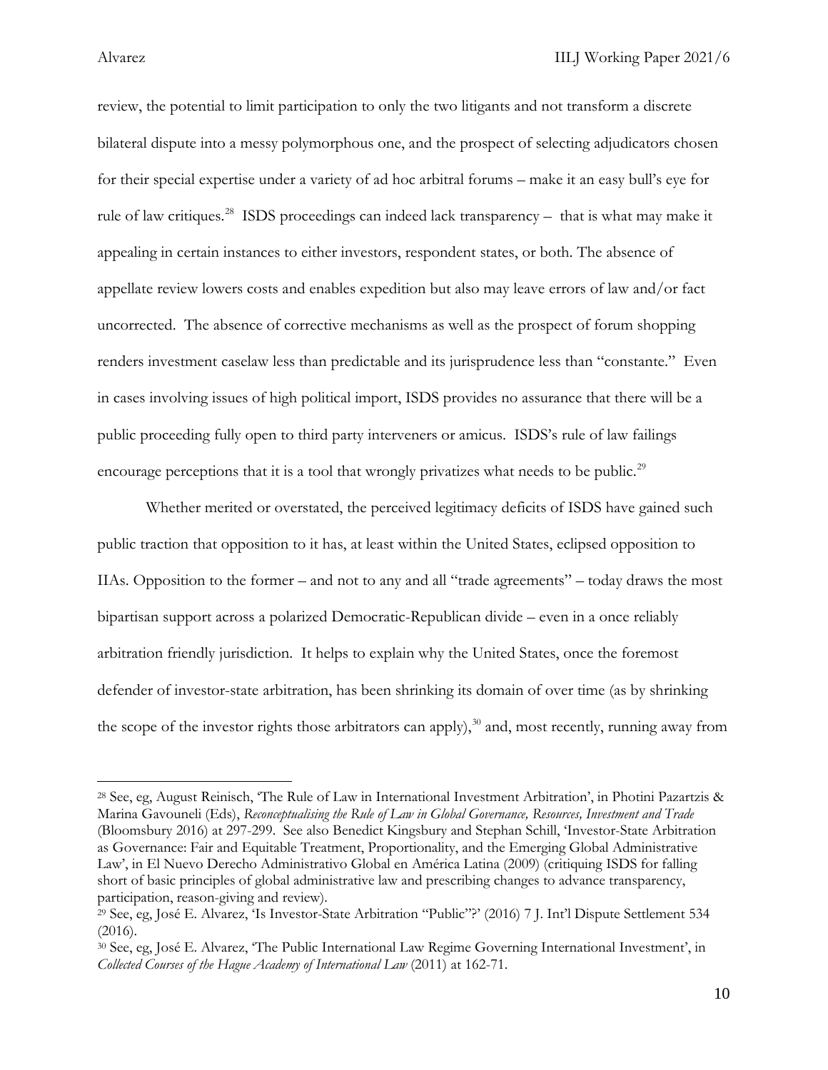review, the potential to limit participation to only the two litigants and not transform a discrete bilateral dispute into a messy polymorphous one, and the prospect of selecting adjudicators chosen for their special expertise under a variety of ad hoc arbitral forums – make it an easy bull's eye for rule of law critiques.[28] ISDS proceedings can indeed lack transparency – that is what may make it appealing in certain instances to either investors, respondent states, or both. The absence of appellate review lowers costs and enables expedition but also may leave errors of law and/or fact uncorrected. The absence of corrective mechanisms as well as the prospect of forum shopping renders investment caselaw less than predictable and its jurisprudence less than "constante." Even in cases involving issues of high political import, ISDS provides no assurance that there will be a public proceeding fully open to third party interveners or amicus. ISDS's rule of law failings encourage perceptions that it is a tool that wrongly privatizes what needs to be public.[29]

Whether merited or overstated, the perceived legitimacy deficits of ISDS have gained such public traction that opposition to it has, at least within the United States, eclipsed opposition to IIAs. Opposition to the former – and not to any and all "trade agreements" – today draws the most bipartisan support across a polarized Democratic-Republican divide – even in a once reliably arbitration friendly jurisdiction. It helps to explain why the United States, once the foremost defender of investor-state arbitration, has been shrinking its domain of over time (as by shrinking the scope of the investor rights those arbitrators can apply),[30] and, most recently, running away from

---

[28] See, eg, August Reinisch, 'The Rule of Law in International Investment Arbitration', in Photini Pazartzis & Marina Gavouneli (Eds), *Reconceptualising the Rule of Law in Global Governance, Resources, Investment and Trade* (Bloomsbury 2016) at 297-299. See also Benedict Kingsbury and Stephan Schill, 'Investor-State Arbitration as Governance: Fair and Equitable Treatment, Proportionality, and the Emerging Global Administrative Law', in El Nuevo Derecho Administrativo Global en América Latina (2009) (critiquing ISDS for falling short of basic principles of global administrative law and prescribing changes to advance transparency, participation, reason-giving and review).

[29] See, eg, José E. Alvarez, 'Is Investor-State Arbitration "Public"?' (2016) 7 J. Int'l Dispute Settlement 534 (2016).

[30] See, eg, José E. Alvarez, 'The Public International Law Regime Governing International Investment', in *Collected Courses of the Hague Academy of International Law* (2011) at 162-71.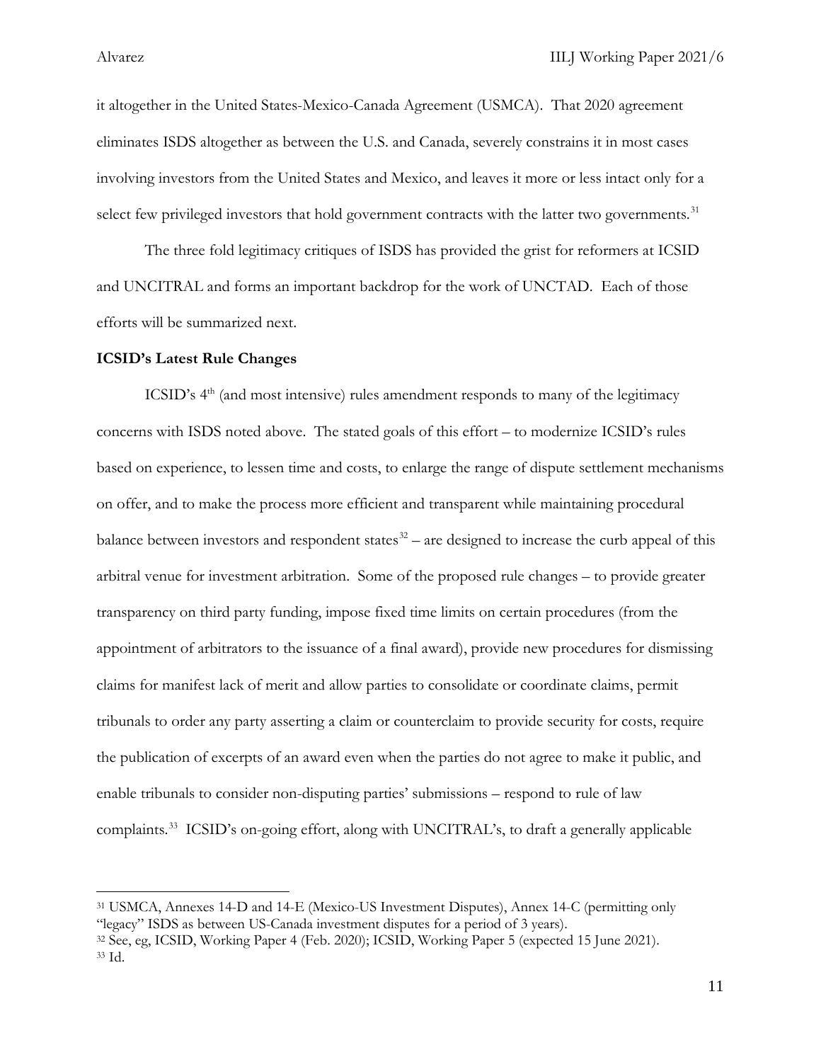it altogether in the United States-Mexico-Canada Agreement (USMCA). That 2020 agreement eliminates ISDS altogether as between the U.S. and Canada, severely constrains it in most cases involving investors from the United States and Mexico, and leaves it more or less intact only for a select few privileged investors that hold government contracts with the latter two governments.[31]

The three fold legitimacy critiques of ISDS has provided the grist for reformers at ICSID and UNCITRAL and forms an important backdrop for the work of UNCTAD. Each of those efforts will be summarized next.

**ICSID's Latest Rule Changes**

ICSID's 4th (and most intensive) rules amendment responds to many of the legitimacy concerns with ISDS noted above. The stated goals of this effort – to modernize ICSID's rules based on experience, to lessen time and costs, to enlarge the range of dispute settlement mechanisms on offer, and to make the process more efficient and transparent while maintaining procedural balance between investors and respondent states[32] – are designed to increase the curb appeal of this arbitral venue for investment arbitration. Some of the proposed rule changes – to provide greater transparency on third party funding, impose fixed time limits on certain procedures (from the appointment of arbitrators to the issuance of a final award), provide new procedures for dismissing claims for manifest lack of merit and allow parties to consolidate or coordinate claims, permit tribunals to order any party asserting a claim or counterclaim to provide security for costs, require the publication of excerpts of an award even when the parties do not agree to make it public, and enable tribunals to consider non-disputing parties' submissions – respond to rule of law complaints.[33] ICSID's on-going effort, along with UNCITRAL's, to draft a generally applicable

---

[31] USMCA, Annexes 14-D and 14-E (Mexico-US Investment Disputes), Annex 14-C (permitting only "legacy" ISDS as between US-Canada investment disputes for a period of 3 years).

[32] See, eg, ICSID, Working Paper 4 (Feb. 2020); ICSID, Working Paper 5 (expected 15 June 2021).

[33] Id.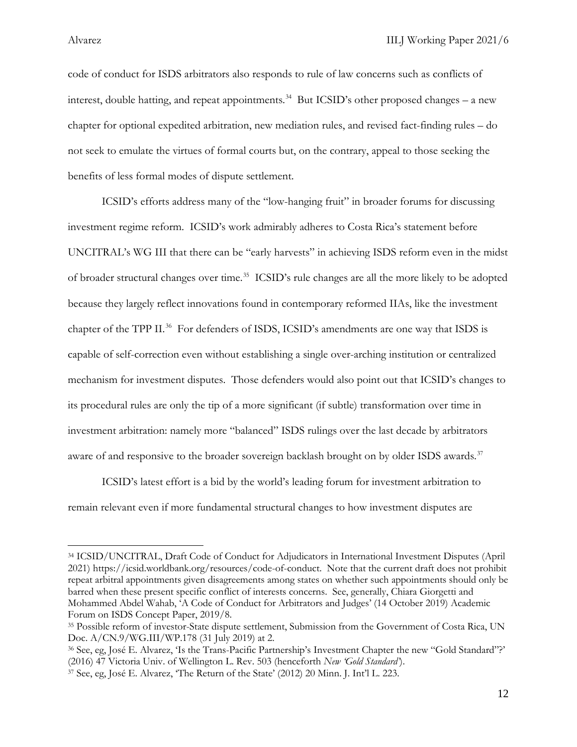code of conduct for ISDS arbitrators also responds to rule of law concerns such as conflicts of interest, double hatting, and repeat appointments.[34] But ICSID's other proposed changes – a new chapter for optional expedited arbitration, new mediation rules, and revised fact-finding rules – do not seek to emulate the virtues of formal courts but, on the contrary, appeal to those seeking the benefits of less formal modes of dispute settlement.

ICSID's efforts address many of the "low-hanging fruit" in broader forums for discussing investment regime reform. ICSID's work admirably adheres to Costa Rica's statement before UNCITRAL's WG III that there can be "early harvests" in achieving ISDS reform even in the midst of broader structural changes over time.[35] ICSID's rule changes are all the more likely to be adopted because they largely reflect innovations found in contemporary reformed IIAs, like the investment chapter of the TPP II.[36] For defenders of ISDS, ICSID's amendments are one way that ISDS is capable of self-correction even without establishing a single over-arching institution or centralized mechanism for investment disputes. Those defenders would also point out that ICSID's changes to its procedural rules are only the tip of a more significant (if subtle) transformation over time in investment arbitration: namely more "balanced" ISDS rulings over the last decade by arbitrators aware of and responsive to the broader sovereign backlash brought on by older ISDS awards.[37]

ICSID's latest effort is a bid by the world's leading forum for investment arbitration to remain relevant even if more fundamental structural changes to how investment disputes are

---

[34] ICSID/UNCITRAL, Draft Code of Conduct for Adjudicators in International Investment Disputes (April 2021) https://icsid.worldbank.org/resources/code-of-conduct. Note that the current draft does not prohibit repeat arbitral appointments given disagreements among states on whether such appointments should only be barred when these present specific conflict of interests concerns. See, generally, Chiara Giorgetti and Mohammed Abdel Wahab, 'A Code of Conduct for Arbitrators and Judges' (14 October 2019) Academic Forum on ISDS Concept Paper, 2019/8.

[35] Possible reform of investor-State dispute settlement, Submission from the Government of Costa Rica, UN Doc. A/CN.9/WG.III/WP.178 (31 July 2019) at 2.

[36] See, eg, José E. Alvarez, 'Is the Trans-Pacific Partnership's Investment Chapter the new "Gold Standard"?' (2016) 47 Victoria Univ. of Wellington L. Rev. 503 (henceforth *New 'Gold Standard'*).

[37] See, eg, José E. Alvarez, 'The Return of the State' (2012) 20 Minn. J. Int'l L. 223.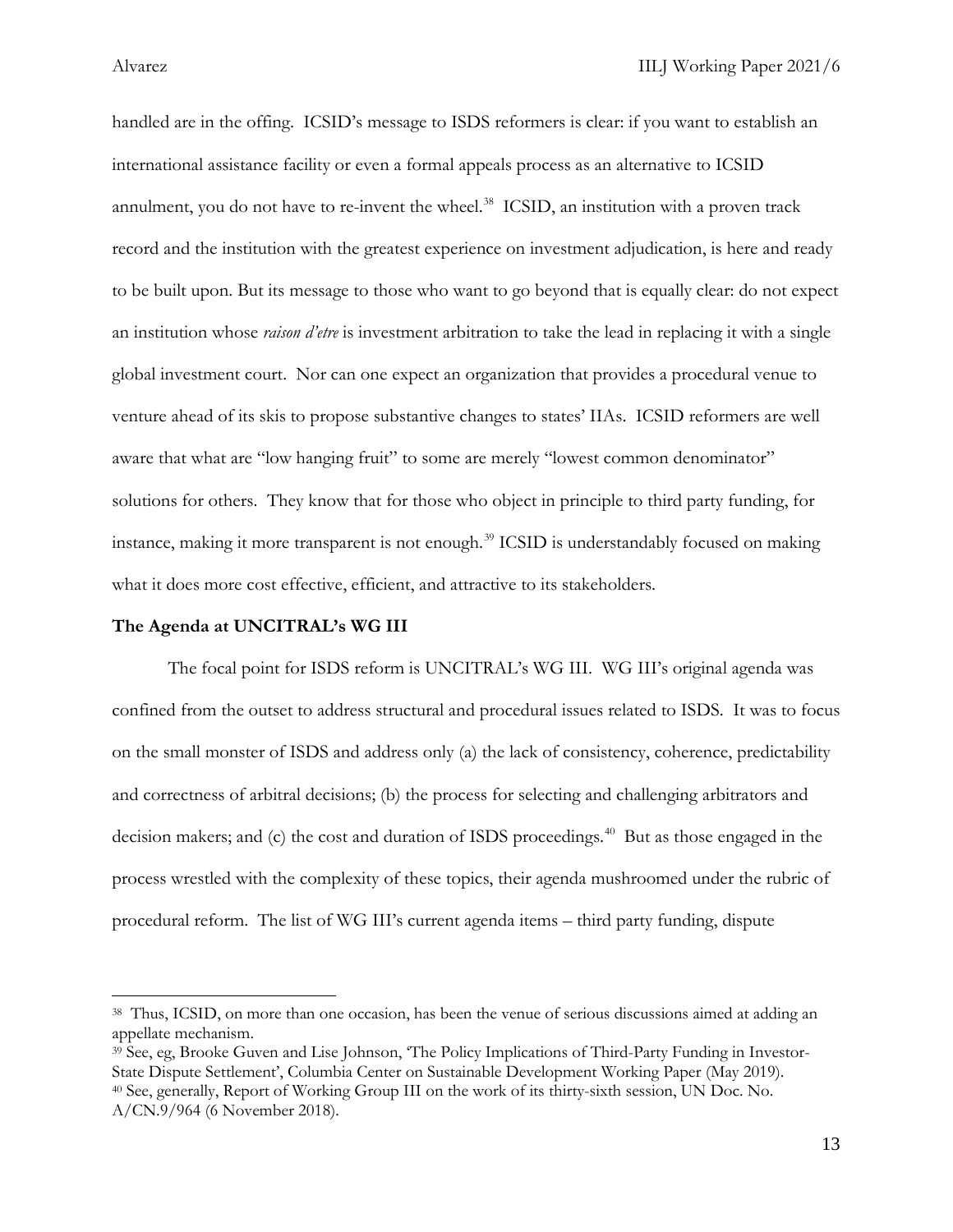handled are in the offing. ICSID's message to ISDS reformers is clear: if you want to establish an international assistance facility or even a formal appeals process as an alternative to ICSID annulment, you do not have to re-invent the wheel.[38] ICSID, an institution with a proven track record and the institution with the greatest experience on investment adjudication, is here and ready to be built upon. But its message to those who want to go beyond that is equally clear: do not expect an institution whose *raison d'etre* is investment arbitration to take the lead in replacing it with a single global investment court. Nor can one expect an organization that provides a procedural venue to venture ahead of its skis to propose substantive changes to states' IIAs. ICSID reformers are well aware that what are "low hanging fruit" to some are merely "lowest common denominator" solutions for others. They know that for those who object in principle to third party funding, for instance, making it more transparent is not enough.[39] ICSID is understandably focused on making what it does more cost effective, efficient, and attractive to its stakeholders.

**The Agenda at UNCITRAL's WG III**

The focal point for ISDS reform is UNCITRAL's WG III. WG III's original agenda was confined from the outset to address structural and procedural issues related to ISDS. It was to focus on the small monster of ISDS and address only (a) the lack of consistency, coherence, predictability and correctness of arbitral decisions; (b) the process for selecting and challenging arbitrators and decision makers; and (c) the cost and duration of ISDS proceedings.[40] But as those engaged in the process wrestled with the complexity of these topics, their agenda mushroomed under the rubric of procedural reform. The list of WG III's current agenda items – third party funding, dispute

---

[38] Thus, ICSID, on more than one occasion, has been the venue of serious discussions aimed at adding an appellate mechanism.

[39] See, eg, Brooke Guven and Lise Johnson, 'The Policy Implications of Third-Party Funding in Investor-State Dispute Settlement', Columbia Center on Sustainable Development Working Paper (May 2019).

[40] See, generally, Report of Working Group III on the work of its thirty-sixth session, UN Doc. No. A/CN.9/964 (6 November 2018).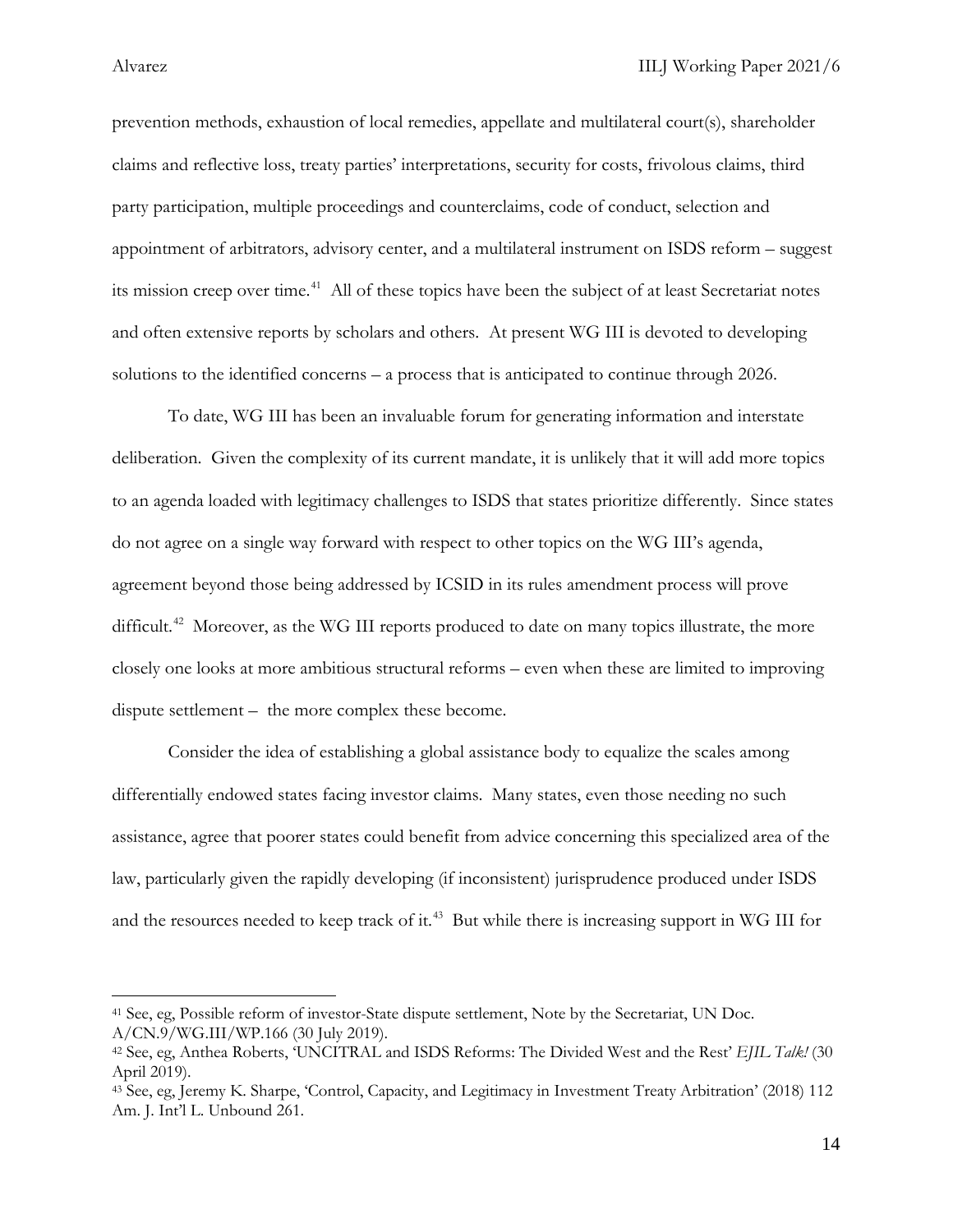prevention methods, exhaustion of local remedies, appellate and multilateral court(s), shareholder claims and reflective loss, treaty parties' interpretations, security for costs, frivolous claims, third party participation, multiple proceedings and counterclaims, code of conduct, selection and appointment of arbitrators, advisory center, and a multilateral instrument on ISDS reform – suggest its mission creep over time.[41] All of these topics have been the subject of at least Secretariat notes and often extensive reports by scholars and others. At present WG III is devoted to developing solutions to the identified concerns – a process that is anticipated to continue through 2026.

To date, WG III has been an invaluable forum for generating information and interstate deliberation. Given the complexity of its current mandate, it is unlikely that it will add more topics to an agenda loaded with legitimacy challenges to ISDS that states prioritize differently. Since states do not agree on a single way forward with respect to other topics on the WG III's agenda, agreement beyond those being addressed by ICSID in its rules amendment process will prove difficult.[42] Moreover, as the WG III reports produced to date on many topics illustrate, the more closely one looks at more ambitious structural reforms – even when these are limited to improving dispute settlement – the more complex these become.

Consider the idea of establishing a global assistance body to equalize the scales among differentially endowed states facing investor claims. Many states, even those needing no such assistance, agree that poorer states could benefit from advice concerning this specialized area of the law, particularly given the rapidly developing (if inconsistent) jurisprudence produced under ISDS and the resources needed to keep track of it.[43] But while there is increasing support in WG III for

---

[41] See, eg, Possible reform of investor-State dispute settlement, Note by the Secretariat, UN Doc. A/CN.9/WG.III/WP.166 (30 July 2019).

[42] See, eg, Anthea Roberts, 'UNCITRAL and ISDS Reforms: The Divided West and the Rest' *EJIL Talk!* (30 April 2019).

[43] See, eg, Jeremy K. Sharpe, 'Control, Capacity, and Legitimacy in Investment Treaty Arbitration' (2018) 112 Am. J. Int'l L. Unbound 261.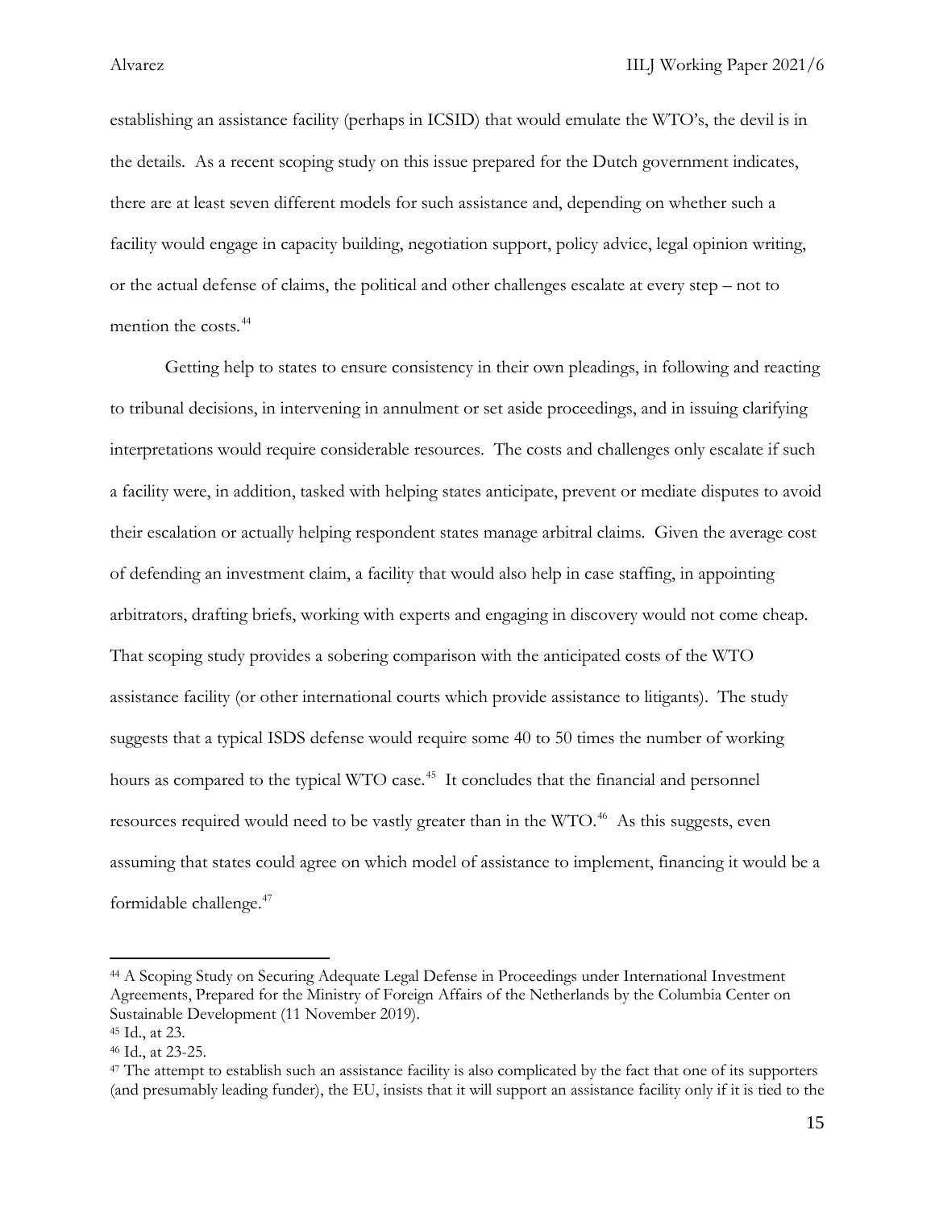establishing an assistance facility (perhaps in ICSID) that would emulate the WTO's, the devil is in the details. As a recent scoping study on this issue prepared for the Dutch government indicates, there are at least seven different models for such assistance and, depending on whether such a facility would engage in capacity building, negotiation support, policy advice, legal opinion writing, or the actual defense of claims, the political and other challenges escalate at every step – not to mention the costs.[44]

Getting help to states to ensure consistency in their own pleadings, in following and reacting to tribunal decisions, in intervening in annulment or set aside proceedings, and in issuing clarifying interpretations would require considerable resources. The costs and challenges only escalate if such a facility were, in addition, tasked with helping states anticipate, prevent or mediate disputes to avoid their escalation or actually helping respondent states manage arbitral claims. Given the average cost of defending an investment claim, a facility that would also help in case staffing, in appointing arbitrators, drafting briefs, working with experts and engaging in discovery would not come cheap. That scoping study provides a sobering comparison with the anticipated costs of the WTO assistance facility (or other international courts which provide assistance to litigants). The study suggests that a typical ISDS defense would require some 40 to 50 times the number of working hours as compared to the typical WTO case.[45] It concludes that the financial and personnel resources required would need to be vastly greater than in the WTO.[46] As this suggests, even assuming that states could agree on which model of assistance to implement, financing it would be a formidable challenge.[47]

---

[44] A Scoping Study on Securing Adequate Legal Defense in Proceedings under International Investment Agreements, Prepared for the Ministry of Foreign Affairs of the Netherlands by the Columbia Center on Sustainable Development (11 November 2019).

[45] Id., at 23.

[46] Id., at 23-25.

[47] The attempt to establish such an assistance facility is also complicated by the fact that one of its supporters (and presumably leading funder), the EU, insists that it will support an assistance facility only if it is tied to the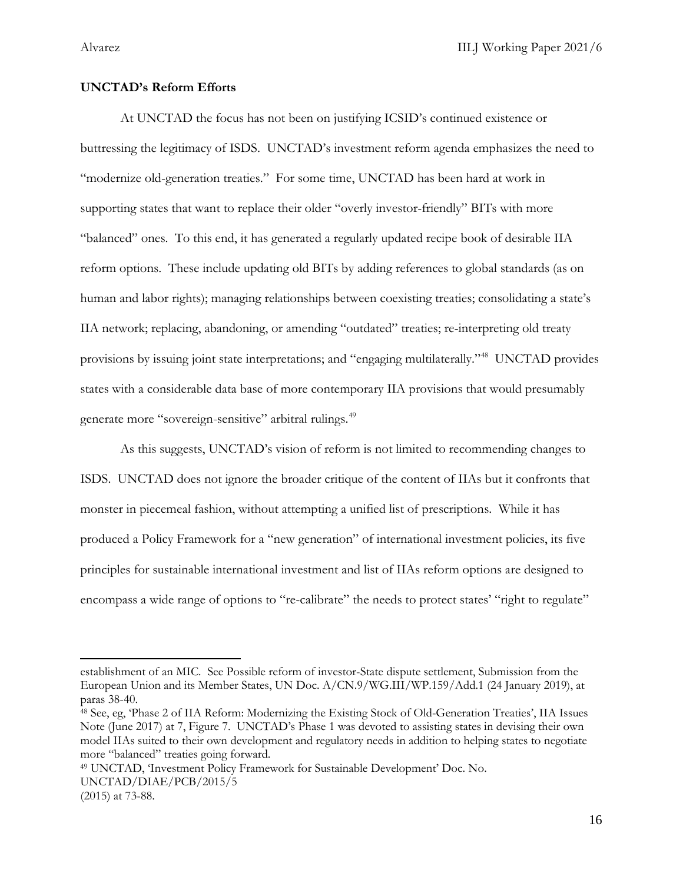**UNCTAD's Reform Efforts**

At UNCTAD the focus has not been on justifying ICSID's continued existence or buttressing the legitimacy of ISDS. UNCTAD's investment reform agenda emphasizes the need to "modernize old-generation treaties." For some time, UNCTAD has been hard at work in supporting states that want to replace their older "overly investor-friendly" BITs with more "balanced" ones. To this end, it has generated a regularly updated recipe book of desirable IIA reform options. These include updating old BITs by adding references to global standards (as on human and labor rights); managing relationships between coexisting treaties; consolidating a state's IIA network; replacing, abandoning, or amending "outdated" treaties; re-interpreting old treaty provisions by issuing joint state interpretations; and "engaging multilaterally."[48] UNCTAD provides states with a considerable data base of more contemporary IIA provisions that would presumably generate more "sovereign-sensitive" arbitral rulings.[49]

As this suggests, UNCTAD's vision of reform is not limited to recommending changes to ISDS. UNCTAD does not ignore the broader critique of the content of IIAs but it confronts that monster in piecemeal fashion, without attempting a unified list of prescriptions. While it has produced a Policy Framework for a "new generation" of international investment policies, its five principles for sustainable international investment and list of IIAs reform options are designed to encompass a wide range of options to "re-calibrate" the needs to protect states' "right to regulate"

---

establishment of an MIC. See Possible reform of investor-State dispute settlement, Submission from the European Union and its Member States, UN Doc. A/CN.9/WG.III/WP.159/Add.1 (24 January 2019), at paras 38-40.

[48] See, eg, 'Phase 2 of IIA Reform: Modernizing the Existing Stock of Old-Generation Treaties', IIA Issues Note (June 2017) at 7, Figure 7. UNCTAD's Phase 1 was devoted to assisting states in devising their own model IIAs suited to their own development and regulatory needs in addition to helping states to negotiate more "balanced" treaties going forward.

[49] UNCTAD, 'Investment Policy Framework for Sustainable Development' Doc. No. UNCTAD/DIAE/PCB/2015/5 (2015) at 73-88.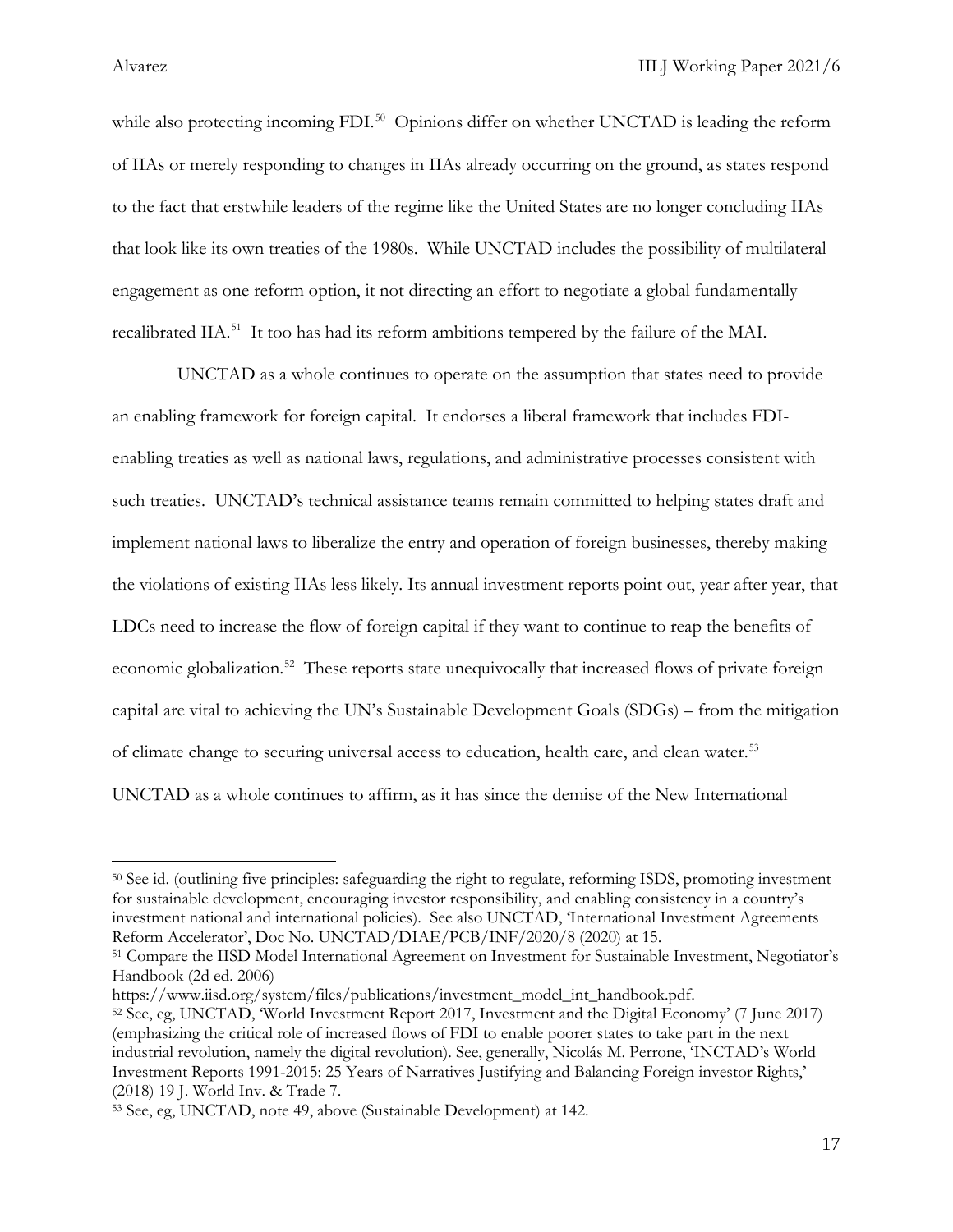while also protecting incoming FDI.[50] Opinions differ on whether UNCTAD is leading the reform of IIAs or merely responding to changes in IIAs already occurring on the ground, as states respond to the fact that erstwhile leaders of the regime like the United States are no longer concluding IIAs that look like its own treaties of the 1980s. While UNCTAD includes the possibility of multilateral engagement as one reform option, it not directing an effort to negotiate a global fundamentally recalibrated IIA.[51] It too has had its reform ambitions tempered by the failure of the MAI.

UNCTAD as a whole continues to operate on the assumption that states need to provide an enabling framework for foreign capital. It endorses a liberal framework that includes FDI-enabling treaties as well as national laws, regulations, and administrative processes consistent with such treaties. UNCTAD's technical assistance teams remain committed to helping states draft and implement national laws to liberalize the entry and operation of foreign businesses, thereby making the violations of existing IIAs less likely. Its annual investment reports point out, year after year, that LDCs need to increase the flow of foreign capital if they want to continue to reap the benefits of economic globalization.[52] These reports state unequivocally that increased flows of private foreign capital are vital to achieving the UN's Sustainable Development Goals (SDGs) – from the mitigation of climate change to securing universal access to education, health care, and clean water.[53] UNCTAD as a whole continues to affirm, as it has since the demise of the New International

---

[50] See id. (outlining five principles: safeguarding the right to regulate, reforming ISDS, promoting investment for sustainable development, encouraging investor responsibility, and enabling consistency in a country's investment national and international policies). See also UNCTAD, 'International Investment Agreements Reform Accelerator', Doc No. UNCTAD/DIAE/PCB/INF/2020/8 (2020) at 15.

[51] Compare the IISD Model International Agreement on Investment for Sustainable Investment, Negotiator's Handbook (2d ed. 2006) https://www.iisd.org/system/files/publications/investment_model_int_handbook.pdf.

[52] See, eg, UNCTAD, 'World Investment Report 2017, Investment and the Digital Economy' (7 June 2017) (emphasizing the critical role of increased flows of FDI to enable poorer states to take part in the next industrial revolution, namely the digital revolution). See, generally, Nicolás M. Perrone, 'INCTAD's World Investment Reports 1991-2015: 25 Years of Narratives Justifying and Balancing Foreign investor Rights,' (2018) 19 J. World Inv. & Trade 7.

[53] See, eg, UNCTAD, note 49, above (Sustainable Development) at 142.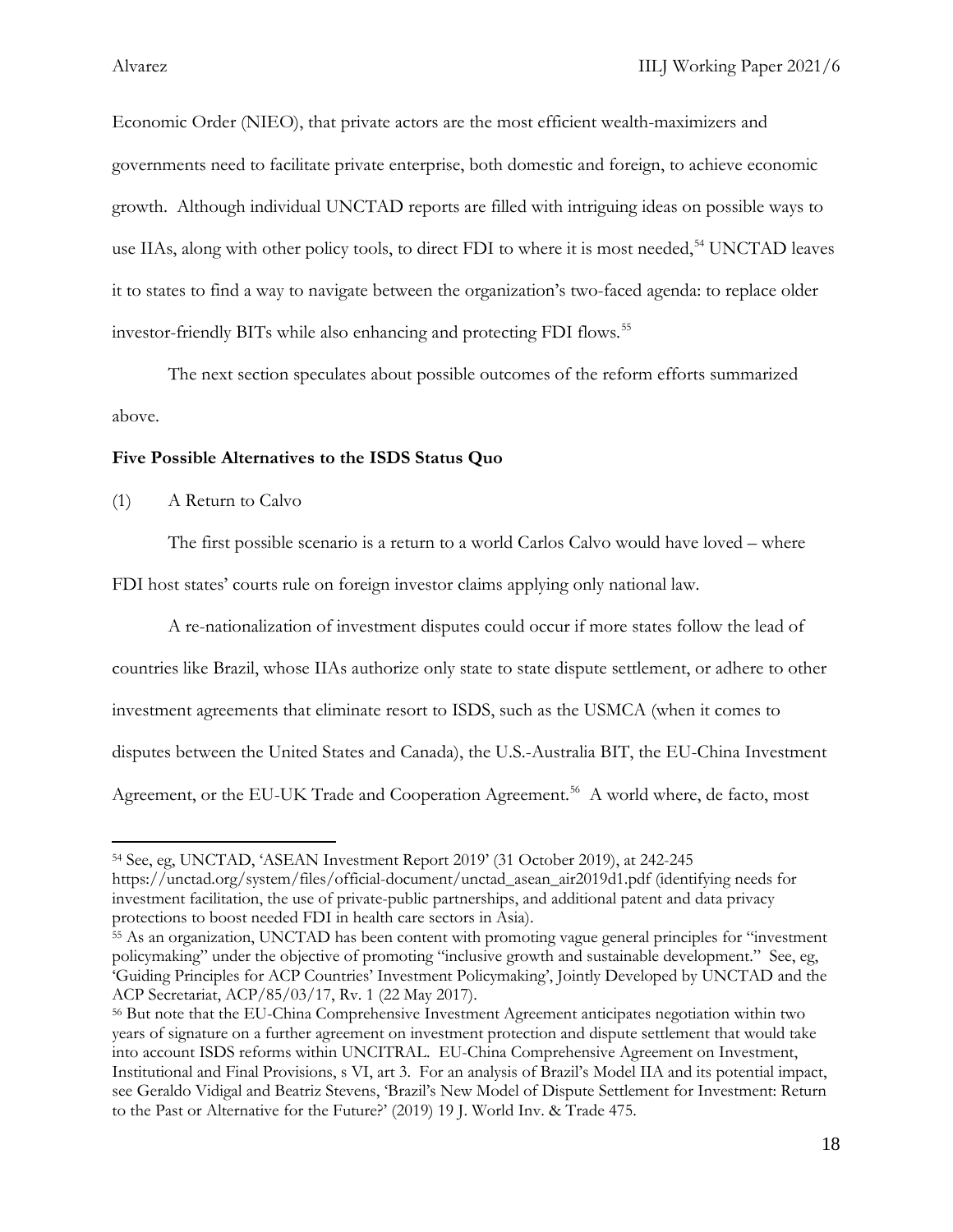Economic Order (NIEO), that private actors are the most efficient wealth-maximizers and governments need to facilitate private enterprise, both domestic and foreign, to achieve economic growth. Although individual UNCTAD reports are filled with intriguing ideas on possible ways to use IIAs, along with other policy tools, to direct FDI to where it is most needed,[54] UNCTAD leaves it to states to find a way to navigate between the organization's two-faced agenda: to replace older investor-friendly BITs while also enhancing and protecting FDI flows.[55]

The next section speculates about possible outcomes of the reform efforts summarized above.

**Five Possible Alternatives to the ISDS Status Quo**

(1) A Return to Calvo

The first possible scenario is a return to a world Carlos Calvo would have loved – where FDI host states' courts rule on foreign investor claims applying only national law.

A re-nationalization of investment disputes could occur if more states follow the lead of countries like Brazil, whose IIAs authorize only state to state dispute settlement, or adhere to other investment agreements that eliminate resort to ISDS, such as the USMCA (when it comes to disputes between the United States and Canada), the U.S.-Australia BIT, the EU-China Investment Agreement, or the EU-UK Trade and Cooperation Agreement.[56] A world where, de facto, most

---

[54] See, eg, UNCTAD, 'ASEAN Investment Report 2019' (31 October 2019), at 242-245 https://unctad.org/system/files/official-document/unctad_asean_air2019d1.pdf (identifying needs for investment facilitation, the use of private-public partnerships, and additional patent and data privacy protections to boost needed FDI in health care sectors in Asia).

[55] As an organization, UNCTAD has been content with promoting vague general principles for "investment policymaking" under the objective of promoting "inclusive growth and sustainable development." See, eg, 'Guiding Principles for ACP Countries' Investment Policymaking', Jointly Developed by UNCTAD and the ACP Secretariat, ACP/85/03/17, Rv. 1 (22 May 2017).

[56] But note that the EU-China Comprehensive Investment Agreement anticipates negotiation within two years of signature on a further agreement on investment protection and dispute settlement that would take into account ISDS reforms within UNCITRAL. EU-China Comprehensive Agreement on Investment, Institutional and Final Provisions, s VI, art 3. For an analysis of Brazil's Model IIA and its potential impact, see Geraldo Vidigal and Beatriz Stevens, 'Brazil's New Model of Dispute Settlement for Investment: Return to the Past or Alternative for the Future?' (2019) 19 J. World Inv. & Trade 475.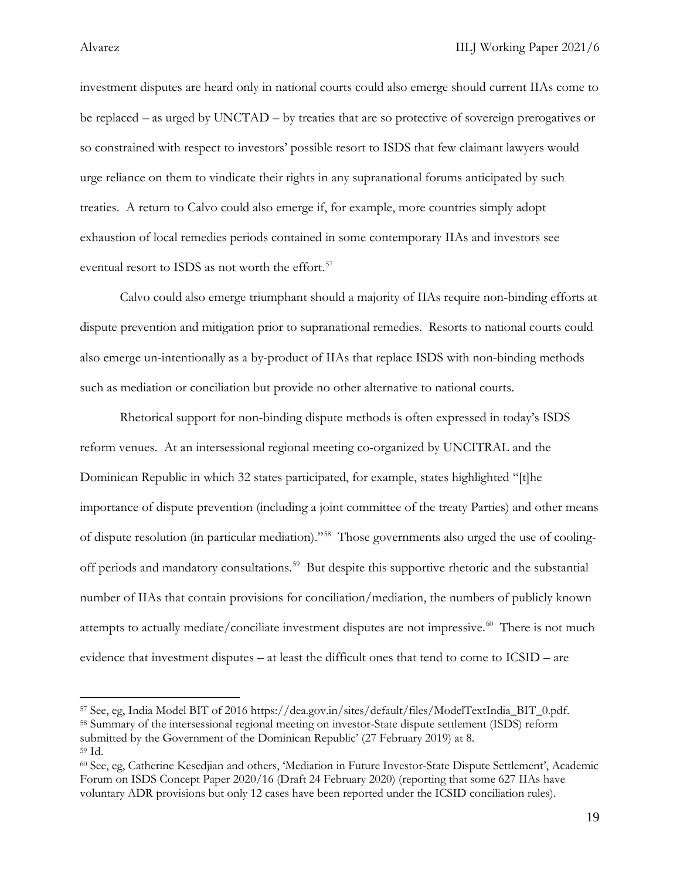investment disputes are heard only in national courts could also emerge should current IIAs come to be replaced – as urged by UNCTAD – by treaties that are so protective of sovereign prerogatives or so constrained with respect to investors' possible resort to ISDS that few claimant lawyers would urge reliance on them to vindicate their rights in any supranational forums anticipated by such treaties. A return to Calvo could also emerge if, for example, more countries simply adopt exhaustion of local remedies periods contained in some contemporary IIAs and investors see eventual resort to ISDS as not worth the effort.[57]

Calvo could also emerge triumphant should a majority of IIAs require non-binding efforts at dispute prevention and mitigation prior to supranational remedies. Resorts to national courts could also emerge un-intentionally as a by-product of IIAs that replace ISDS with non-binding methods such as mediation or conciliation but provide no other alternative to national courts.

Rhetorical support for non-binding dispute methods is often expressed in today's ISDS reform venues. At an intersessional regional meeting co-organized by UNCITRAL and the Dominican Republic in which 32 states participated, for example, states highlighted "[t]he importance of dispute prevention (including a joint committee of the treaty Parties) and other means of dispute resolution (in particular mediation)."[58] Those governments also urged the use of cooling-off periods and mandatory consultations.[59] But despite this supportive rhetoric and the substantial number of IIAs that contain provisions for conciliation/mediation, the numbers of publicly known attempts to actually mediate/conciliate investment disputes are not impressive.[60] There is not much evidence that investment disputes – at least the difficult ones that tend to come to ICSID – are

---

[57] See, eg, India Model BIT of 2016 https://dea.gov.in/sites/default/files/ModelTextIndia_BIT_0.pdf.

[58] Summary of the intersessional regional meeting on investor-State dispute settlement (ISDS) reform submitted by the Government of the Dominican Republic' (27 February 2019) at 8.

[59] Id.

[60] See, eg, Catherine Kesedjian and others, 'Mediation in Future Investor-State Dispute Settlement', Academic Forum on ISDS Concept Paper 2020/16 (Draft 24 February 2020) (reporting that some 627 IIAs have voluntary ADR provisions but only 12 cases have been reported under the ICSID conciliation rules).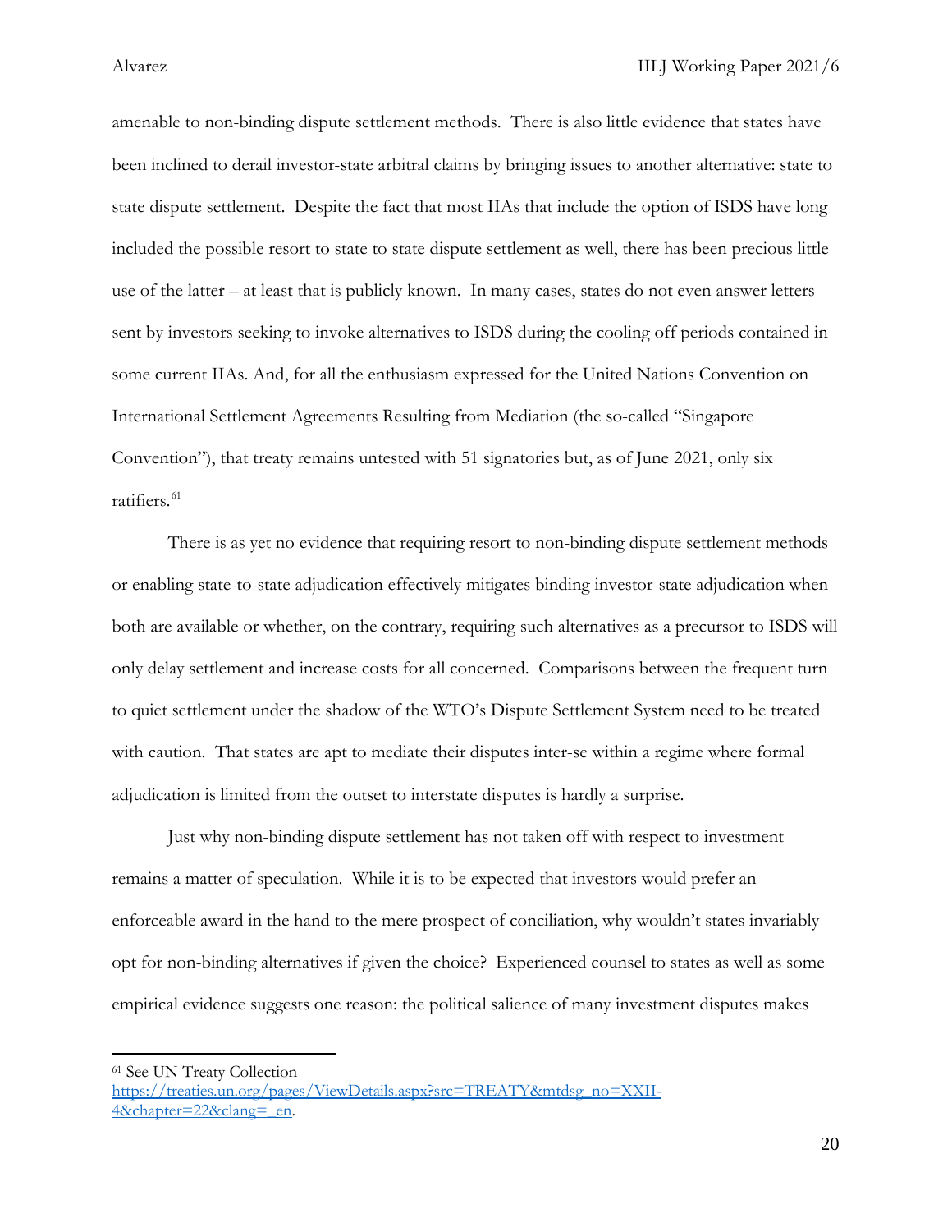amenable to non-binding dispute settlement methods. There is also little evidence that states have been inclined to derail investor-state arbitral claims by bringing issues to another alternative: state to state dispute settlement. Despite the fact that most IIAs that include the option of ISDS have long included the possible resort to state to state dispute settlement as well, there has been precious little use of the latter – at least that is publicly known. In many cases, states do not even answer letters sent by investors seeking to invoke alternatives to ISDS during the cooling off periods contained in some current IIAs. And, for all the enthusiasm expressed for the United Nations Convention on International Settlement Agreements Resulting from Mediation (the so-called "Singapore Convention"), that treaty remains untested with 51 signatories but, as of June 2021, only six ratifiers.[61]

There is as yet no evidence that requiring resort to non-binding dispute settlement methods or enabling state-to-state adjudication effectively mitigates binding investor-state adjudication when both are available or whether, on the contrary, requiring such alternatives as a precursor to ISDS will only delay settlement and increase costs for all concerned. Comparisons between the frequent turn to quiet settlement under the shadow of the WTO's Dispute Settlement System need to be treated with caution. That states are apt to mediate their disputes inter-se within a regime where formal adjudication is limited from the outset to interstate disputes is hardly a surprise.

Just why non-binding dispute settlement has not taken off with respect to investment remains a matter of speculation. While it is to be expected that investors would prefer an enforceable award in the hand to the mere prospect of conciliation, why wouldn't states invariably opt for non-binding alternatives if given the choice? Experienced counsel to states as well as some empirical evidence suggests one reason: the political salience of many investment disputes makes

---

[61] See UN Treaty Collection https://treaties.un.org/pages/ViewDetails.aspx?src=TREATY&mtdsg_no=XXII-4&chapter=22&clang=_en.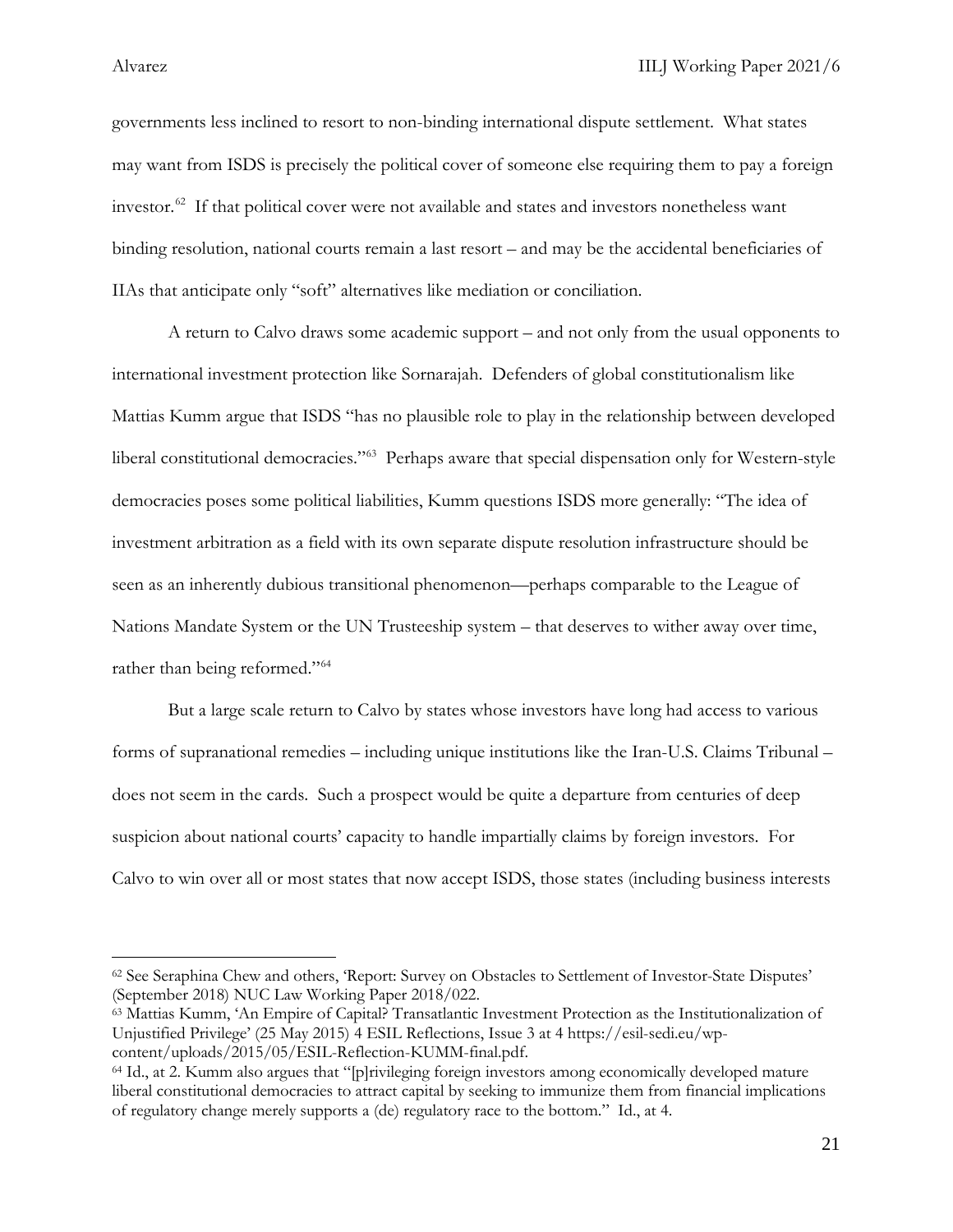governments less inclined to resort to non-binding international dispute settlement. What states may want from ISDS is precisely the political cover of someone else requiring them to pay a foreign investor.[62] If that political cover were not available and states and investors nonetheless want binding resolution, national courts remain a last resort – and may be the accidental beneficiaries of IIAs that anticipate only "soft" alternatives like mediation or conciliation.

A return to Calvo draws some academic support – and not only from the usual opponents to international investment protection like Sornarajah. Defenders of global constitutionalism like Mattias Kumm argue that ISDS "has no plausible role to play in the relationship between developed liberal constitutional democracies."[63] Perhaps aware that special dispensation only for Western-style democracies poses some political liabilities, Kumm questions ISDS more generally: "The idea of investment arbitration as a field with its own separate dispute resolution infrastructure should be seen as an inherently dubious transitional phenomenon—perhaps comparable to the League of Nations Mandate System or the UN Trusteeship system – that deserves to wither away over time, rather than being reformed."[64]

But a large scale return to Calvo by states whose investors have long had access to various forms of supranational remedies – including unique institutions like the Iran-U.S. Claims Tribunal – does not seem in the cards. Such a prospect would be quite a departure from centuries of deep suspicion about national courts' capacity to handle impartially claims by foreign investors. For Calvo to win over all or most states that now accept ISDS, those states (including business interests

---

[62] See Seraphina Chew and others, 'Report: Survey on Obstacles to Settlement of Investor-State Disputes' (September 2018) NUC Law Working Paper 2018/022.

[63] Mattias Kumm, 'An Empire of Capital? Transatlantic Investment Protection as the Institutionalization of Unjustified Privilege' (25 May 2015) 4 ESIL Reflections, Issue 3 at 4 https://esil-sedi.eu/wp-content/uploads/2015/05/ESIL-Reflection-KUMM-final.pdf.

[64] Id., at 2. Kumm also argues that "[p]rivileging foreign investors among economically developed mature liberal constitutional democracies to attract capital by seeking to immunize them from financial implications of regulatory change merely supports a (de) regulatory race to the bottom." Id., at 4.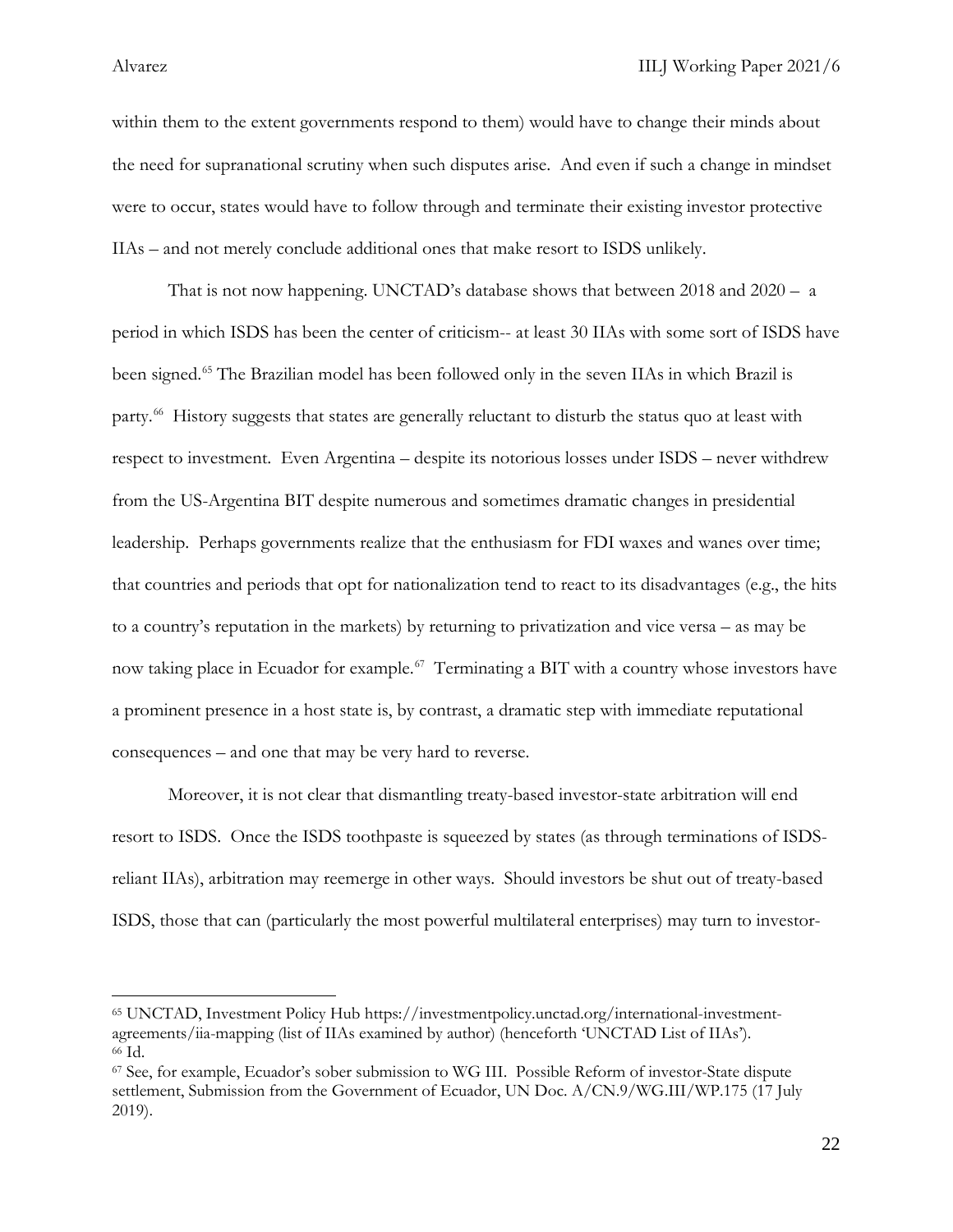within them to the extent governments respond to them) would have to change their minds about the need for supranational scrutiny when such disputes arise. And even if such a change in mindset were to occur, states would have to follow through and terminate their existing investor protective IIAs – and not merely conclude additional ones that make resort to ISDS unlikely.

That is not now happening. UNCTAD's database shows that between 2018 and 2020 – a period in which ISDS has been the center of criticism-- at least 30 IIAs with some sort of ISDS have been signed.[65] The Brazilian model has been followed only in the seven IIAs in which Brazil is party.[66] History suggests that states are generally reluctant to disturb the status quo at least with respect to investment. Even Argentina – despite its notorious losses under ISDS – never withdrew from the US-Argentina BIT despite numerous and sometimes dramatic changes in presidential leadership. Perhaps governments realize that the enthusiasm for FDI waxes and wanes over time; that countries and periods that opt for nationalization tend to react to its disadvantages (e.g., the hits to a country's reputation in the markets) by returning to privatization and vice versa – as may be now taking place in Ecuador for example.[67] Terminating a BIT with a country whose investors have a prominent presence in a host state is, by contrast, a dramatic step with immediate reputational consequences – and one that may be very hard to reverse.

Moreover, it is not clear that dismantling treaty-based investor-state arbitration will end resort to ISDS. Once the ISDS toothpaste is squeezed by states (as through terminations of ISDS-reliant IIAs), arbitration may reemerge in other ways. Should investors be shut out of treaty-based ISDS, those that can (particularly the most powerful multilateral enterprises) may turn to investor-

---

[65] UNCTAD, Investment Policy Hub https://investmentpolicy.unctad.org/international-investment-agreements/iia-mapping (list of IIAs examined by author) (henceforth 'UNCTAD List of IIAs').

[66] Id.

[67] See, for example, Ecuador's sober submission to WG III. Possible Reform of investor-State dispute settlement, Submission from the Government of Ecuador, UN Doc. A/CN.9/WG.III/WP.175 (17 July 2019).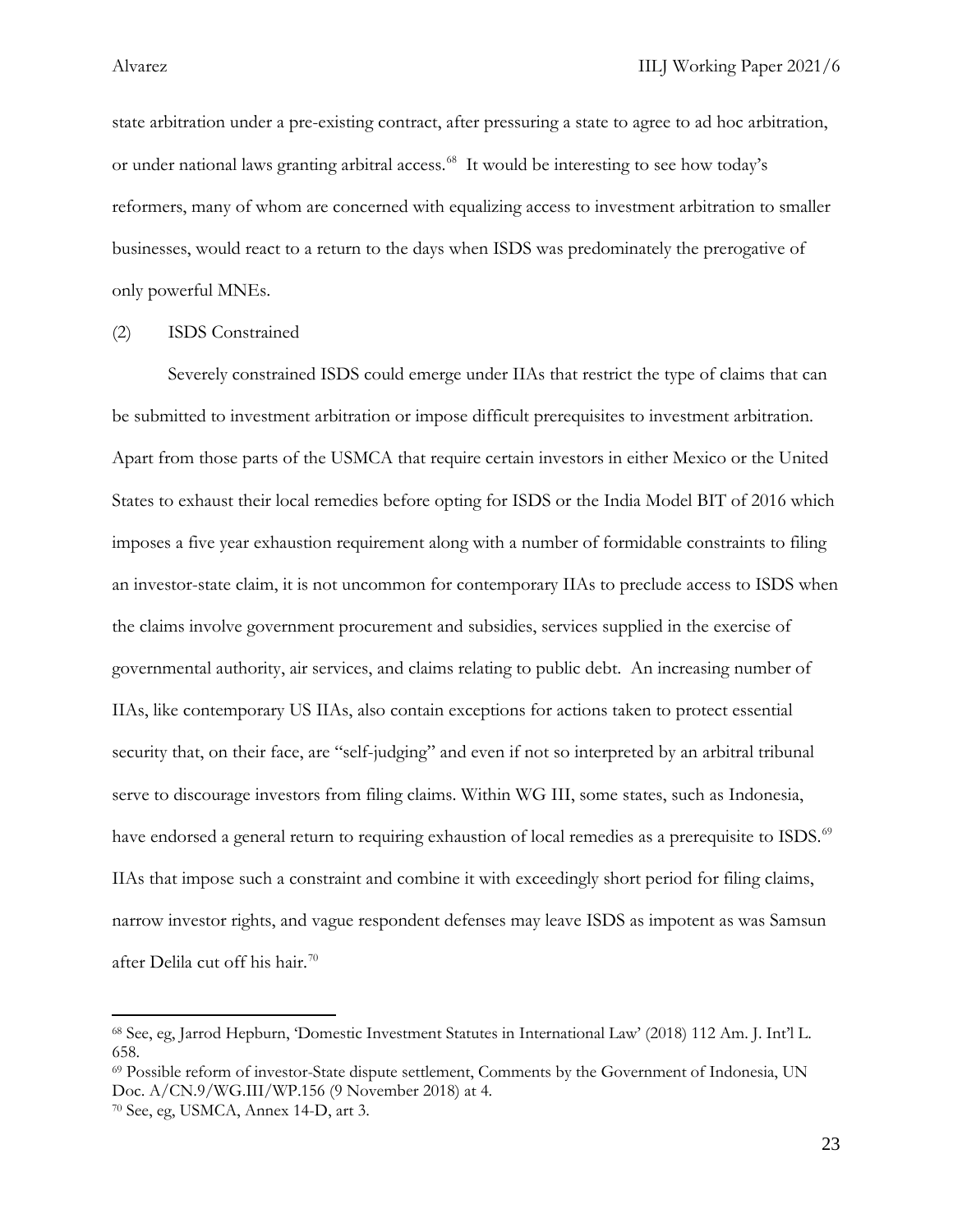state arbitration under a pre-existing contract, after pressuring a state to agree to ad hoc arbitration, or under national laws granting arbitral access.[68] It would be interesting to see how today's reformers, many of whom are concerned with equalizing access to investment arbitration to smaller businesses, would react to a return to the days when ISDS was predominately the prerogative of only powerful MNEs.

(2) ISDS Constrained

Severely constrained ISDS could emerge under IIAs that restrict the type of claims that can be submitted to investment arbitration or impose difficult prerequisites to investment arbitration. Apart from those parts of the USMCA that require certain investors in either Mexico or the United States to exhaust their local remedies before opting for ISDS or the India Model BIT of 2016 which imposes a five year exhaustion requirement along with a number of formidable constraints to filing an investor-state claim, it is not uncommon for contemporary IIAs to preclude access to ISDS when the claims involve government procurement and subsidies, services supplied in the exercise of governmental authority, air services, and claims relating to public debt. An increasing number of IIAs, like contemporary US IIAs, also contain exceptions for actions taken to protect essential security that, on their face, are "self-judging" and even if not so interpreted by an arbitral tribunal serve to discourage investors from filing claims. Within WG III, some states, such as Indonesia, have endorsed a general return to requiring exhaustion of local remedies as a prerequisite to ISDS.[69] IIAs that impose such a constraint and combine it with exceedingly short period for filing claims, narrow investor rights, and vague respondent defenses may leave ISDS as impotent as was Samsun after Delila cut off his hair.[70]

---

[68] See, eg, Jarrod Hepburn, 'Domestic Investment Statutes in International Law' (2018) 112 Am. J. Int'l L. 658.

[69] Possible reform of investor-State dispute settlement, Comments by the Government of Indonesia, UN Doc. A/CN.9/WG.III/WP.156 (9 November 2018) at 4.

[70] See, eg, USMCA, Annex 14-D, art 3.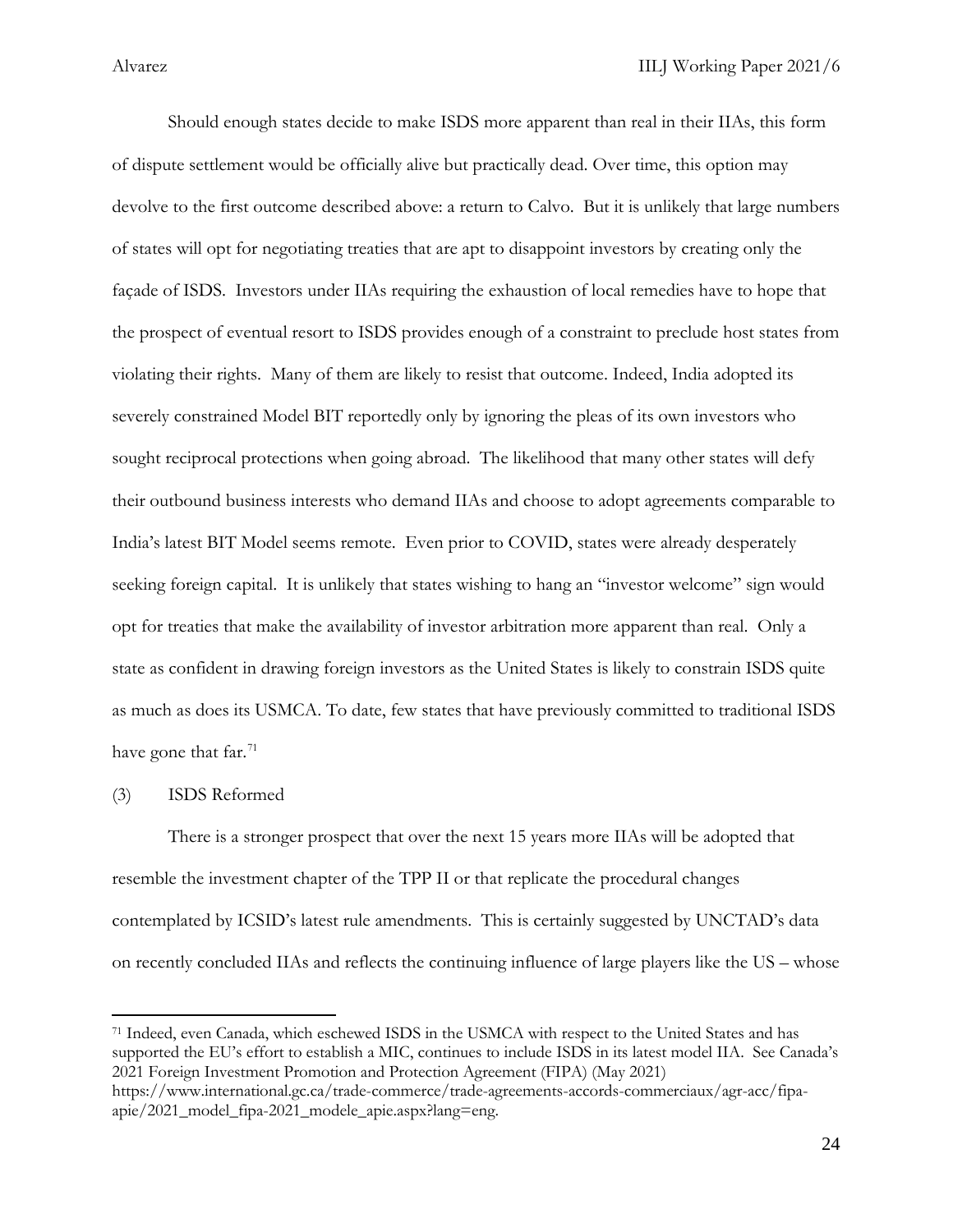Should enough states decide to make ISDS more apparent than real in their IIAs, this form of dispute settlement would be officially alive but practically dead. Over time, this option may devolve to the first outcome described above: a return to Calvo. But it is unlikely that large numbers of states will opt for negotiating treaties that are apt to disappoint investors by creating only the façade of ISDS. Investors under IIAs requiring the exhaustion of local remedies have to hope that the prospect of eventual resort to ISDS provides enough of a constraint to preclude host states from violating their rights. Many of them are likely to resist that outcome. Indeed, India adopted its severely constrained Model BIT reportedly only by ignoring the pleas of its own investors who sought reciprocal protections when going abroad. The likelihood that many other states will defy their outbound business interests who demand IIAs and choose to adopt agreements comparable to India's latest BIT Model seems remote. Even prior to COVID, states were already desperately seeking foreign capital. It is unlikely that states wishing to hang an "investor welcome" sign would opt for treaties that make the availability of investor arbitration more apparent than real. Only a state as confident in drawing foreign investors as the United States is likely to constrain ISDS quite as much as does its USMCA. To date, few states that have previously committed to traditional ISDS have gone that far.[71]

### (3) ISDS Reformed

There is a stronger prospect that over the next 15 years more IIAs will be adopted that resemble the investment chapter of the TPP II or that replicate the procedural changes contemplated by ICSID's latest rule amendments. This is certainly suggested by UNCTAD's data on recently concluded IIAs and reflects the continuing influence of large players like the US – whose

---

[71] Indeed, even Canada, which eschewed ISDS in the USMCA with respect to the United States and has supported the EU's effort to establish a MIC, continues to include ISDS in its latest model IIA. See Canada's 2021 Foreign Investment Promotion and Protection Agreement (FIPA) (May 2021) https://www.international.gc.ca/trade-commerce/trade-agreements-accords-commerciaux/agr-acc/fipa-apie/2021_model_fipa-2021_modele_apie.aspx?lang=eng.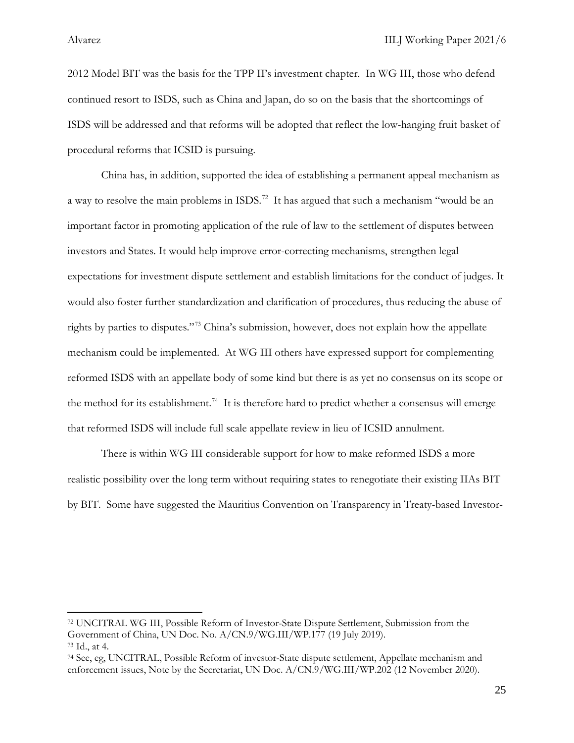2012 Model BIT was the basis for the TPP II's investment chapter. In WG III, those who defend continued resort to ISDS, such as China and Japan, do so on the basis that the shortcomings of ISDS will be addressed and that reforms will be adopted that reflect the low-hanging fruit basket of procedural reforms that ICSID is pursuing.

China has, in addition, supported the idea of establishing a permanent appeal mechanism as a way to resolve the main problems in ISDS.[72] It has argued that such a mechanism "would be an important factor in promoting application of the rule of law to the settlement of disputes between investors and States. It would help improve error-correcting mechanisms, strengthen legal expectations for investment dispute settlement and establish limitations for the conduct of judges. It would also foster further standardization and clarification of procedures, thus reducing the abuse of rights by parties to disputes."[73] China's submission, however, does not explain how the appellate mechanism could be implemented. At WG III others have expressed support for complementing reformed ISDS with an appellate body of some kind but there is as yet no consensus on its scope or the method for its establishment.[74] It is therefore hard to predict whether a consensus will emerge that reformed ISDS will include full scale appellate review in lieu of ICSID annulment.

There is within WG III considerable support for how to make reformed ISDS a more realistic possibility over the long term without requiring states to renegotiate their existing IIAs BIT by BIT. Some have suggested the Mauritius Convention on Transparency in Treaty-based Investor-

---

[72] UNCITRAL WG III, Possible Reform of Investor-State Dispute Settlement, Submission from the Government of China, UN Doc. No. A/CN.9/WG.III/WP.177 (19 July 2019).

[73] Id., at 4.

[74] See, eg, UNCITRAL, Possible Reform of investor-State dispute settlement, Appellate mechanism and enforcement issues, Note by the Secretariat, UN Doc. A/CN.9/WG.III/WP.202 (12 November 2020).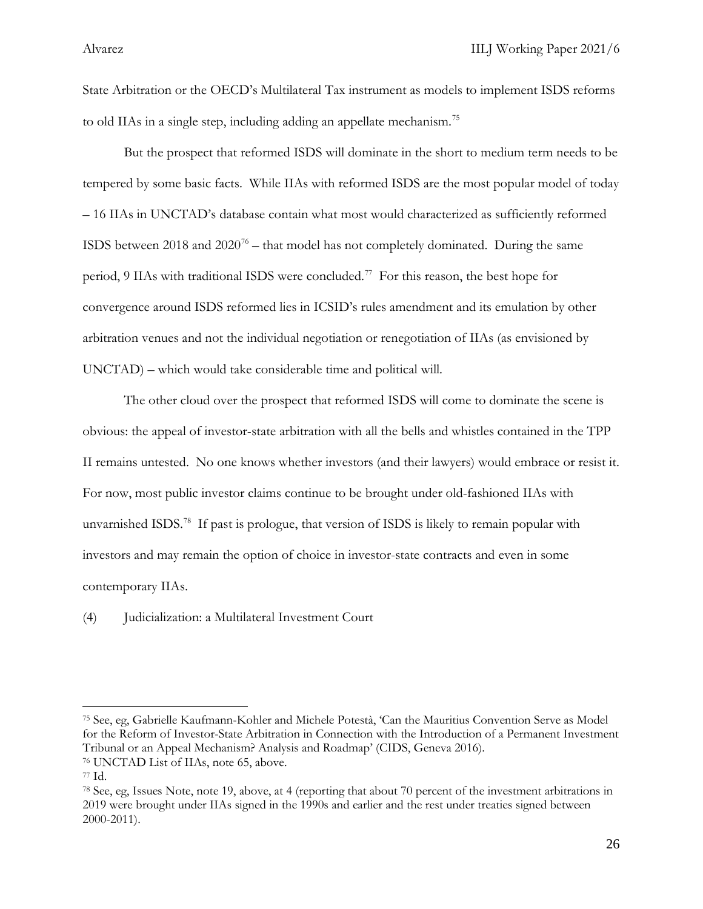State Arbitration or the OECD's Multilateral Tax instrument as models to implement ISDS reforms to old IIAs in a single step, including adding an appellate mechanism.[75]

But the prospect that reformed ISDS will dominate in the short to medium term needs to be tempered by some basic facts. While IIAs with reformed ISDS are the most popular model of today – 16 IIAs in UNCTAD's database contain what most would characterized as sufficiently reformed ISDS between 2018 and 2020[76] – that model has not completely dominated. During the same period, 9 IIAs with traditional ISDS were concluded.[77] For this reason, the best hope for convergence around ISDS reformed lies in ICSID's rules amendment and its emulation by other arbitration venues and not the individual negotiation or renegotiation of IIAs (as envisioned by UNCTAD) – which would take considerable time and political will.

The other cloud over the prospect that reformed ISDS will come to dominate the scene is obvious: the appeal of investor-state arbitration with all the bells and whistles contained in the TPP II remains untested. No one knows whether investors (and their lawyers) would embrace or resist it. For now, most public investor claims continue to be brought under old-fashioned IIAs with unvarnished ISDS.[78] If past is prologue, that version of ISDS is likely to remain popular with investors and may remain the option of choice in investor-state contracts and even in some contemporary IIAs.

(4) Judicialization: a Multilateral Investment Court

---

[75] See, eg, Gabrielle Kaufmann-Kohler and Michele Potestà, 'Can the Mauritius Convention Serve as Model for the Reform of Investor-State Arbitration in Connection with the Introduction of a Permanent Investment Tribunal or an Appeal Mechanism? Analysis and Roadmap' (CIDS, Geneva 2016).

[76] UNCTAD List of IIAs, note 65, above.

[77] Id.

[78] See, eg, Issues Note, note 19, above, at 4 (reporting that about 70 percent of the investment arbitrations in 2019 were brought under IIAs signed in the 1990s and earlier and the rest under treaties signed between 2000-2011).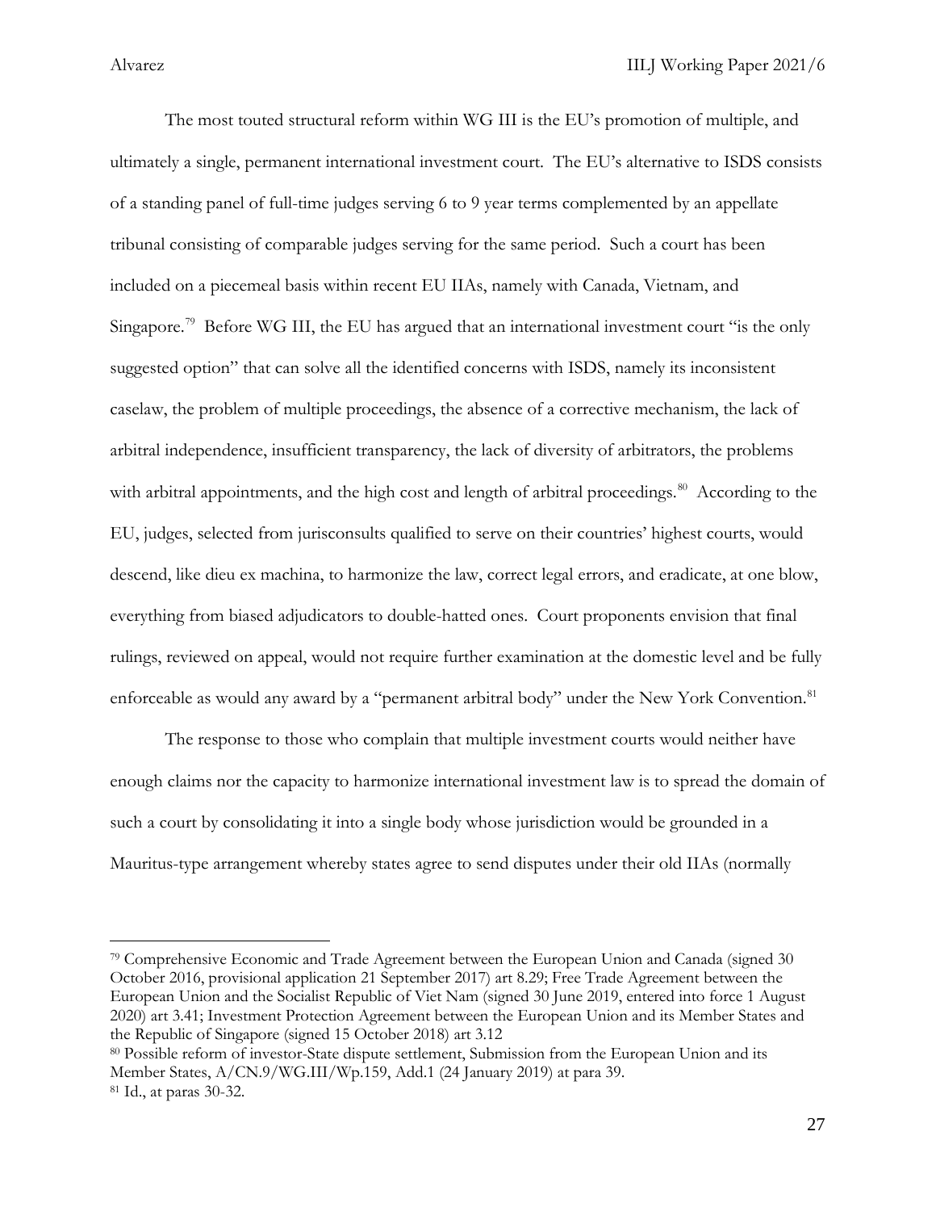The most touted structural reform within WG III is the EU's promotion of multiple, and ultimately a single, permanent international investment court. The EU's alternative to ISDS consists of a standing panel of full-time judges serving 6 to 9 year terms complemented by an appellate tribunal consisting of comparable judges serving for the same period. Such a court has been included on a piecemeal basis within recent EU IIAs, namely with Canada, Vietnam, and Singapore.[79] Before WG III, the EU has argued that an international investment court "is the only suggested option" that can solve all the identified concerns with ISDS, namely its inconsistent caselaw, the problem of multiple proceedings, the absence of a corrective mechanism, the lack of arbitral independence, insufficient transparency, the lack of diversity of arbitrators, the problems with arbitral appointments, and the high cost and length of arbitral proceedings.[80] According to the EU, judges, selected from jurisconsults qualified to serve on their countries' highest courts, would descend, like dieu ex machina, to harmonize the law, correct legal errors, and eradicate, at one blow, everything from biased adjudicators to double-hatted ones. Court proponents envision that final rulings, reviewed on appeal, would not require further examination at the domestic level and be fully enforceable as would any award by a "permanent arbitral body" under the New York Convention.[81]

The response to those who complain that multiple investment courts would neither have enough claims nor the capacity to harmonize international investment law is to spread the domain of such a court by consolidating it into a single body whose jurisdiction would be grounded in a Mauritus-type arrangement whereby states agree to send disputes under their old IIAs (normally

---

[79] Comprehensive Economic and Trade Agreement between the European Union and Canada (signed 30 October 2016, provisional application 21 September 2017) art 8.29; Free Trade Agreement between the European Union and the Socialist Republic of Viet Nam (signed 30 June 2019, entered into force 1 August 2020) art 3.41; Investment Protection Agreement between the European Union and its Member States and the Republic of Singapore (signed 15 October 2018) art 3.12

[80] Possible reform of investor-State dispute settlement, Submission from the European Union and its Member States, A/CN.9/WG.III/Wp.159, Add.1 (24 January 2019) at para 39.

[81] Id., at paras 30-32.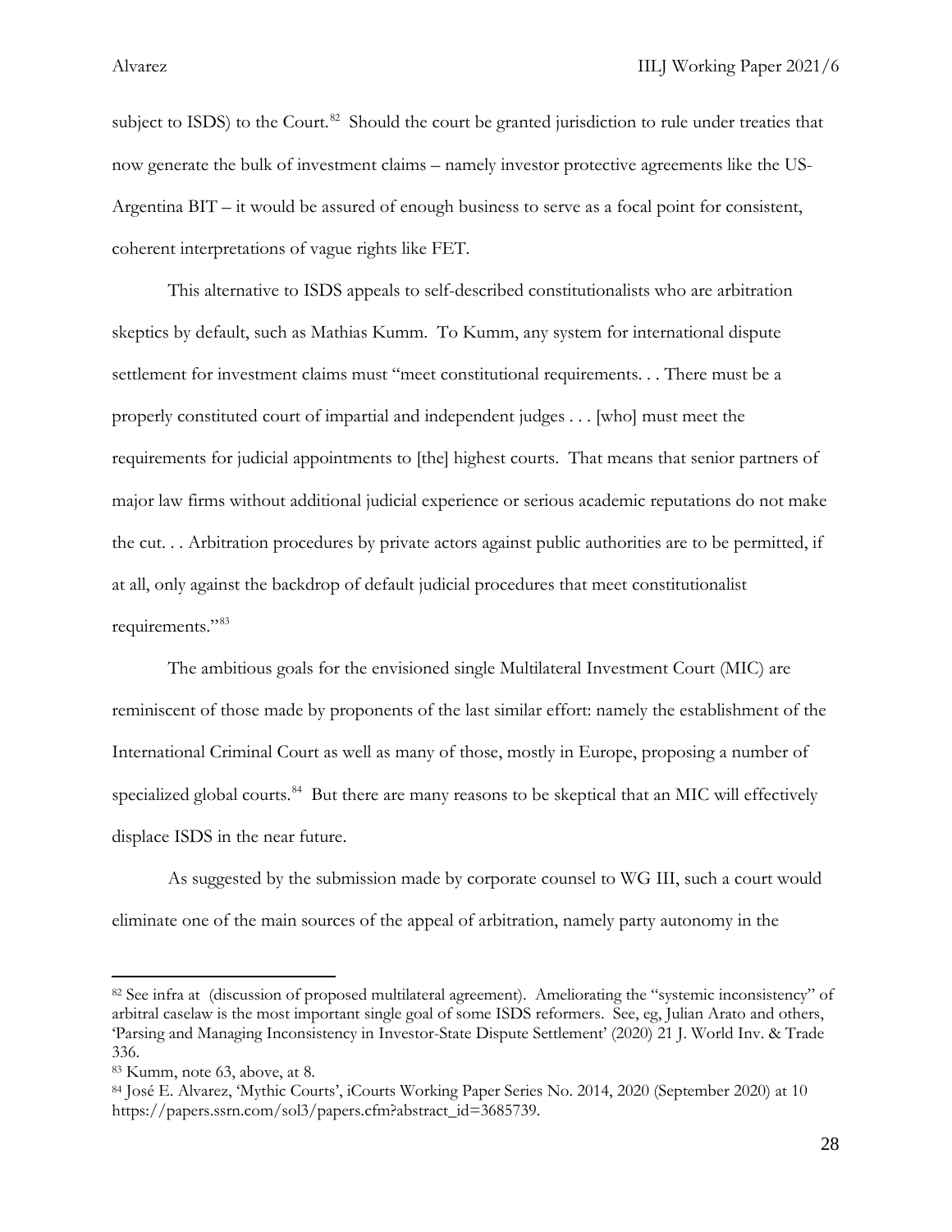subject to ISDS) to the Court.[82] Should the court be granted jurisdiction to rule under treaties that now generate the bulk of investment claims – namely investor protective agreements like the US-Argentina BIT – it would be assured of enough business to serve as a focal point for consistent, coherent interpretations of vague rights like FET.

This alternative to ISDS appeals to self-described constitutionalists who are arbitration skeptics by default, such as Mathias Kumm. To Kumm, any system for international dispute settlement for investment claims must "meet constitutional requirements. . . There must be a properly constituted court of impartial and independent judges . . . [who] must meet the requirements for judicial appointments to [the] highest courts. That means that senior partners of major law firms without additional judicial experience or serious academic reputations do not make the cut. . . Arbitration procedures by private actors against public authorities are to be permitted, if at all, only against the backdrop of default judicial procedures that meet constitutionalist requirements."[83]

The ambitious goals for the envisioned single Multilateral Investment Court (MIC) are reminiscent of those made by proponents of the last similar effort: namely the establishment of the International Criminal Court as well as many of those, mostly in Europe, proposing a number of specialized global courts.[84] But there are many reasons to be skeptical that an MIC will effectively displace ISDS in the near future.

As suggested by the submission made by corporate counsel to WG III, such a court would eliminate one of the main sources of the appeal of arbitration, namely party autonomy in the

---

[82] See infra at (discussion of proposed multilateral agreement). Ameliorating the "systemic inconsistency" of arbitral caselaw is the most important single goal of some ISDS reformers. See, eg, Julian Arato and others, 'Parsing and Managing Inconsistency in Investor-State Dispute Settlement' (2020) 21 J. World Inv. & Trade 336.

[83] Kumm, note 63, above, at 8.

[84] José E. Alvarez, 'Mythic Courts', iCourts Working Paper Series No. 2014, 2020 (September 2020) at 10 https://papers.ssrn.com/sol3/papers.cfm?abstract_id=3685739.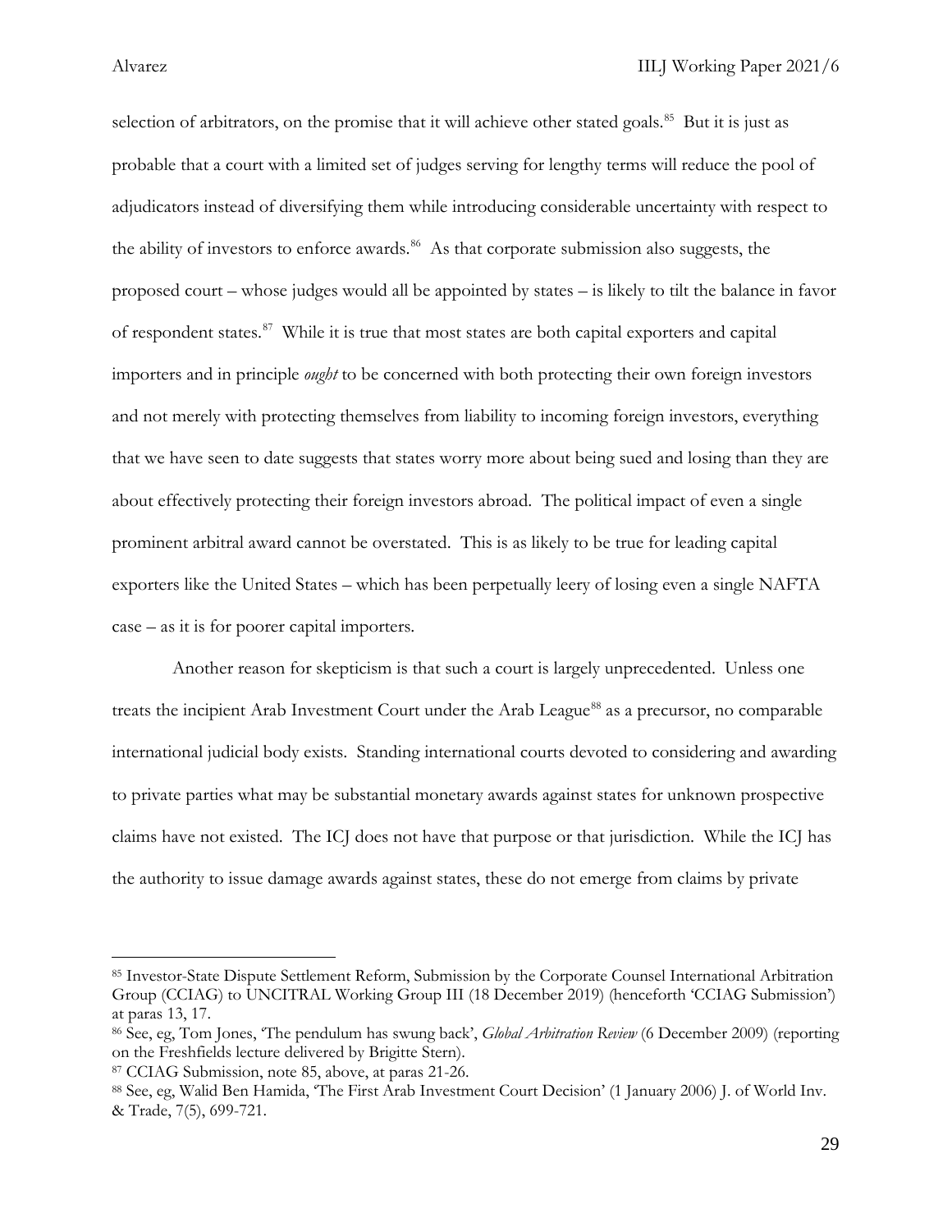selection of arbitrators, on the promise that it will achieve other stated goals.[85] But it is just as probable that a court with a limited set of judges serving for lengthy terms will reduce the pool of adjudicators instead of diversifying them while introducing considerable uncertainty with respect to the ability of investors to enforce awards.[86] As that corporate submission also suggests, the proposed court – whose judges would all be appointed by states – is likely to tilt the balance in favor of respondent states.[87] While it is true that most states are both capital exporters and capital importers and in principle *ought* to be concerned with both protecting their own foreign investors and not merely with protecting themselves from liability to incoming foreign investors, everything that we have seen to date suggests that states worry more about being sued and losing than they are about effectively protecting their foreign investors abroad. The political impact of even a single prominent arbitral award cannot be overstated. This is as likely to be true for leading capital exporters like the United States – which has been perpetually leery of losing even a single NAFTA case – as it is for poorer capital importers.

Another reason for skepticism is that such a court is largely unprecedented. Unless one treats the incipient Arab Investment Court under the Arab League[88] as a precursor, no comparable international judicial body exists. Standing international courts devoted to considering and awarding to private parties what may be substantial monetary awards against states for unknown prospective claims have not existed. The ICJ does not have that purpose or that jurisdiction. While the ICJ has the authority to issue damage awards against states, these do not emerge from claims by private

---

[85] Investor-State Dispute Settlement Reform, Submission by the Corporate Counsel International Arbitration Group (CCIAG) to UNCITRAL Working Group III (18 December 2019) (henceforth 'CCIAG Submission') at paras 13, 17.

[86] See, eg, Tom Jones, 'The pendulum has swung back', *Global Arbitration Review* (6 December 2009) (reporting on the Freshfields lecture delivered by Brigitte Stern).

[87] CCIAG Submission, note 85, above, at paras 21-26.

[88] See, eg, Walid Ben Hamida, 'The First Arab Investment Court Decision' (1 January 2006) J. of World Inv. & Trade, 7(5), 699-721.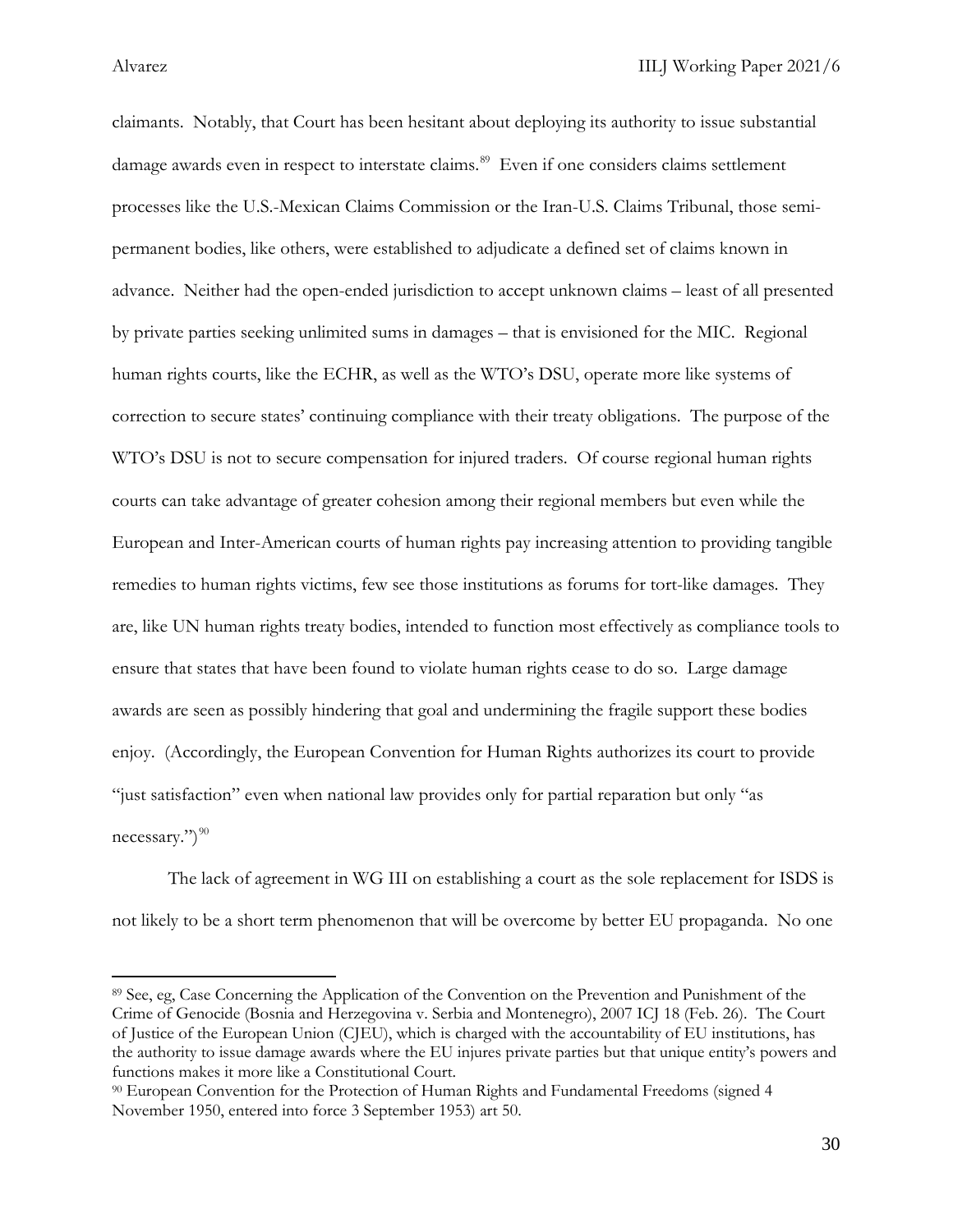claimants. Notably, that Court has been hesitant about deploying its authority to issue substantial damage awards even in respect to interstate claims.[89] Even if one considers claims settlement processes like the U.S.-Mexican Claims Commission or the Iran-U.S. Claims Tribunal, those semi-permanent bodies, like others, were established to adjudicate a defined set of claims known in advance. Neither had the open-ended jurisdiction to accept unknown claims – least of all presented by private parties seeking unlimited sums in damages – that is envisioned for the MIC. Regional human rights courts, like the ECHR, as well as the WTO's DSU, operate more like systems of correction to secure states' continuing compliance with their treaty obligations. The purpose of the WTO's DSU is not to secure compensation for injured traders. Of course regional human rights courts can take advantage of greater cohesion among their regional members but even while the European and Inter-American courts of human rights pay increasing attention to providing tangible remedies to human rights victims, few see those institutions as forums for tort-like damages. They are, like UN human rights treaty bodies, intended to function most effectively as compliance tools to ensure that states that have been found to violate human rights cease to do so. Large damage awards are seen as possibly hindering that goal and undermining the fragile support these bodies enjoy. (Accordingly, the European Convention for Human Rights authorizes its court to provide "just satisfaction" even when national law provides only for partial reparation but only "as necessary.")[90]

The lack of agreement in WG III on establishing a court as the sole replacement for ISDS is not likely to be a short term phenomenon that will be overcome by better EU propaganda. No one

---

[89] See, eg, Case Concerning the Application of the Convention on the Prevention and Punishment of the Crime of Genocide (Bosnia and Herzegovina v. Serbia and Montenegro), 2007 ICJ 18 (Feb. 26). The Court of Justice of the European Union (CJEU), which is charged with the accountability of EU institutions, has the authority to issue damage awards where the EU injures private parties but that unique entity's powers and functions makes it more like a Constitutional Court.

[90] European Convention for the Protection of Human Rights and Fundamental Freedoms (signed 4 November 1950, entered into force 3 September 1953) art 50.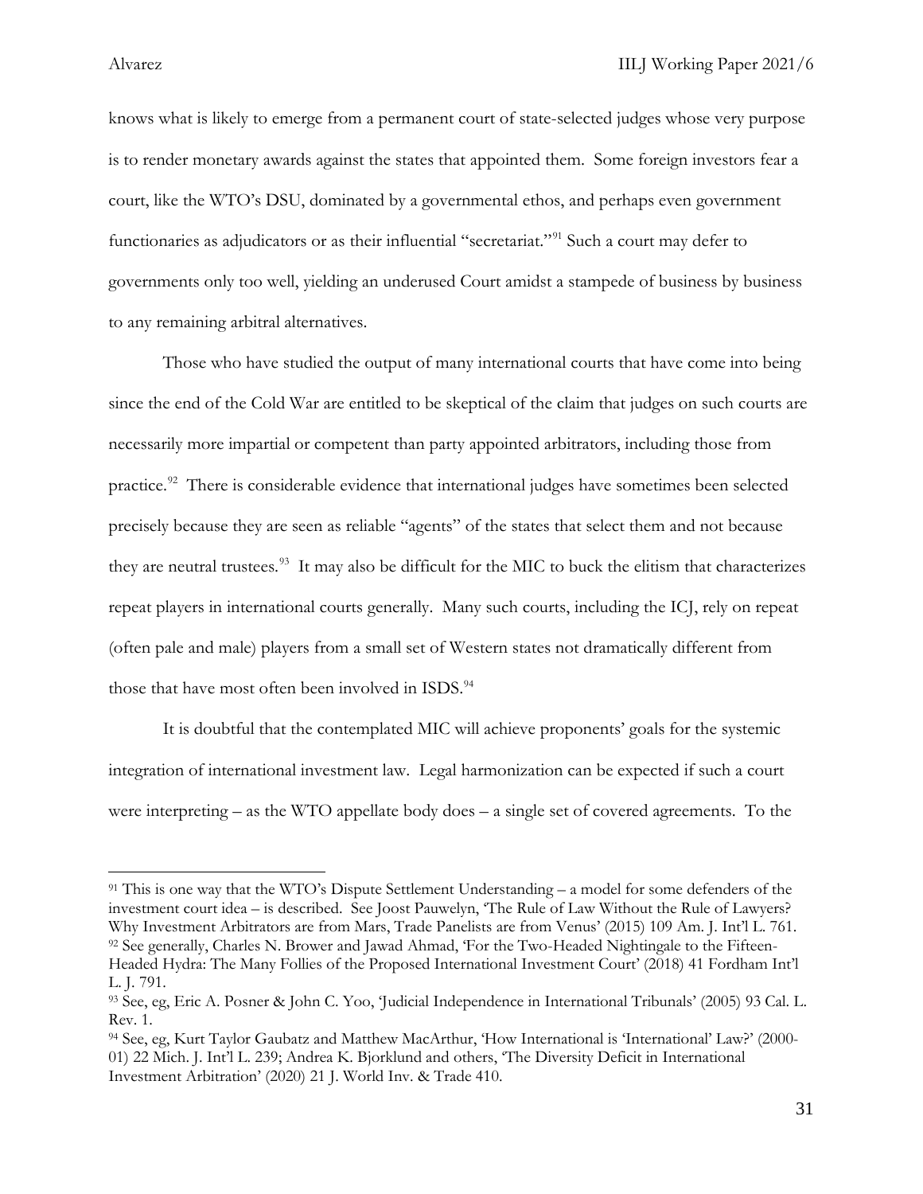knows what is likely to emerge from a permanent court of state-selected judges whose very purpose is to render monetary awards against the states that appointed them. Some foreign investors fear a court, like the WTO's DSU, dominated by a governmental ethos, and perhaps even government functionaries as adjudicators or as their influential "secretariat."[91] Such a court may defer to governments only too well, yielding an underused Court amidst a stampede of business by business to any remaining arbitral alternatives.

Those who have studied the output of many international courts that have come into being since the end of the Cold War are entitled to be skeptical of the claim that judges on such courts are necessarily more impartial or competent than party appointed arbitrators, including those from practice.[92] There is considerable evidence that international judges have sometimes been selected precisely because they are seen as reliable "agents" of the states that select them and not because they are neutral trustees.[93] It may also be difficult for the MIC to buck the elitism that characterizes repeat players in international courts generally. Many such courts, including the ICJ, rely on repeat (often pale and male) players from a small set of Western states not dramatically different from those that have most often been involved in ISDS.[94]

It is doubtful that the contemplated MIC will achieve proponents' goals for the systemic integration of international investment law. Legal harmonization can be expected if such a court were interpreting – as the WTO appellate body does – a single set of covered agreements. To the

---

[91] This is one way that the WTO's Dispute Settlement Understanding – a model for some defenders of the investment court idea – is described. See Joost Pauwelyn, 'The Rule of Law Without the Rule of Lawyers? Why Investment Arbitrators are from Mars, Trade Panelists are from Venus' (2015) 109 Am. J. Int'l L. 761.

[92] See generally, Charles N. Brower and Jawad Ahmad, 'For the Two-Headed Nightingale to the Fifteen-Headed Hydra: The Many Follies of the Proposed International Investment Court' (2018) 41 Fordham Int'l L. J. 791.

[93] See, eg, Eric A. Posner & John C. Yoo, 'Judicial Independence in International Tribunals' (2005) 93 Cal. L. Rev. 1.

[94] See, eg, Kurt Taylor Gaubatz and Matthew MacArthur, 'How International is 'International' Law?' (2000-01) 22 Mich. J. Int'l L. 239; Andrea K. Bjorklund and others, 'The Diversity Deficit in International Investment Arbitration' (2020) 21 J. World Inv. & Trade 410.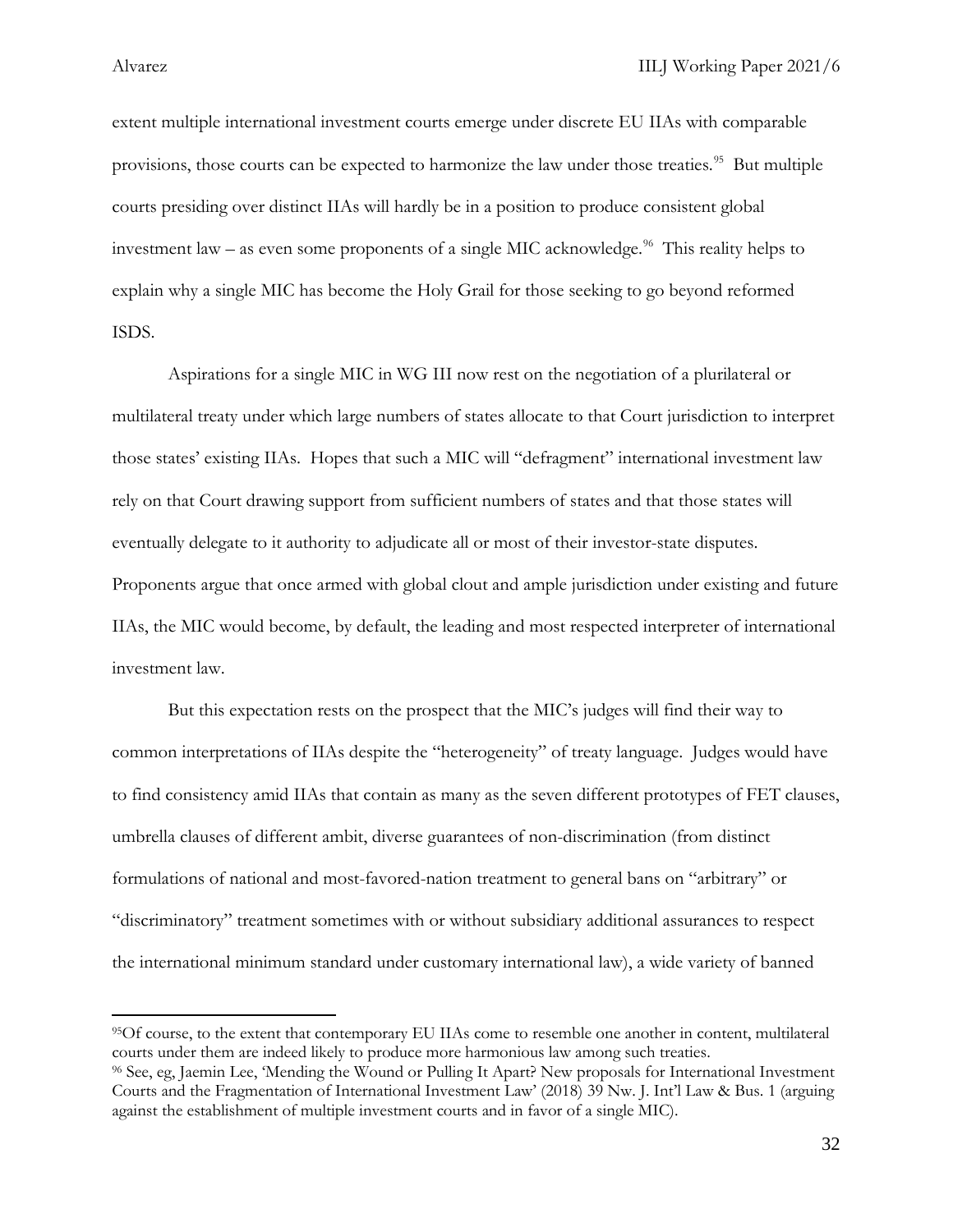extent multiple international investment courts emerge under discrete EU IIAs with comparable provisions, those courts can be expected to harmonize the law under those treaties.[95] But multiple courts presiding over distinct IIAs will hardly be in a position to produce consistent global investment law – as even some proponents of a single MIC acknowledge.[96] This reality helps to explain why a single MIC has become the Holy Grail for those seeking to go beyond reformed ISDS.

Aspirations for a single MIC in WG III now rest on the negotiation of a plurilateral or multilateral treaty under which large numbers of states allocate to that Court jurisdiction to interpret those states' existing IIAs. Hopes that such a MIC will "defragment" international investment law rely on that Court drawing support from sufficient numbers of states and that those states will eventually delegate to it authority to adjudicate all or most of their investor-state disputes. Proponents argue that once armed with global clout and ample jurisdiction under existing and future IIAs, the MIC would become, by default, the leading and most respected interpreter of international investment law.

But this expectation rests on the prospect that the MIC's judges will find their way to common interpretations of IIAs despite the "heterogeneity" of treaty language. Judges would have to find consistency amid IIAs that contain as many as the seven different prototypes of FET clauses, umbrella clauses of different ambit, diverse guarantees of non-discrimination (from distinct formulations of national and most-favored-nation treatment to general bans on "arbitrary" or "discriminatory" treatment sometimes with or without subsidiary additional assurances to respect the international minimum standard under customary international law), a wide variety of banned

---

[95] Of course, to the extent that contemporary EU IIAs come to resemble one another in content, multilateral courts under them are indeed likely to produce more harmonious law among such treaties.

[96] See, eg, Jaemin Lee, 'Mending the Wound or Pulling It Apart? New proposals for International Investment Courts and the Fragmentation of International Investment Law' (2018) 39 Nw. J. Int'l Law & Bus. 1 (arguing against the establishment of multiple investment courts and in favor of a single MIC).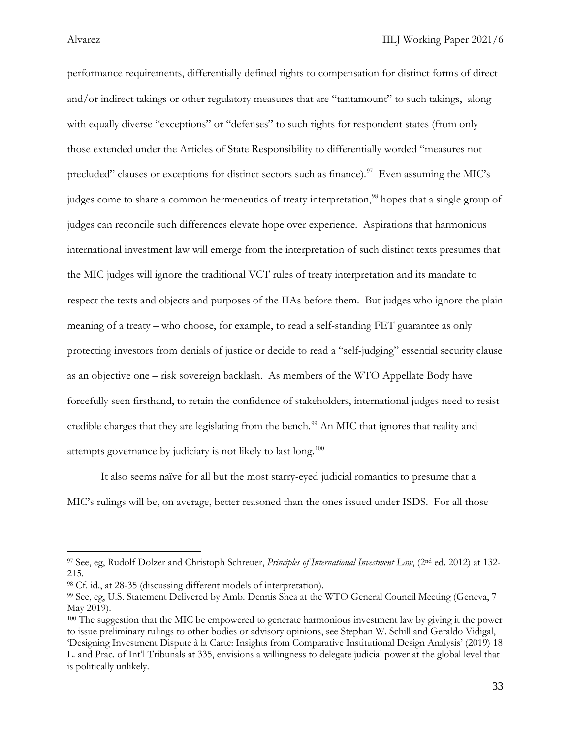performance requirements, differentially defined rights to compensation for distinct forms of direct and/or indirect takings or other regulatory measures that are "tantamount" to such takings, along with equally diverse "exceptions" or "defenses" to such rights for respondent states (from only those extended under the Articles of State Responsibility to differentially worded "measures not precluded" clauses or exceptions for distinct sectors such as finance).[97] Even assuming the MIC's judges come to share a common hermeneutics of treaty interpretation,[98] hopes that a single group of judges can reconcile such differences elevate hope over experience. Aspirations that harmonious international investment law will emerge from the interpretation of such distinct texts presumes that the MIC judges will ignore the traditional VCT rules of treaty interpretation and its mandate to respect the texts and objects and purposes of the IIAs before them. But judges who ignore the plain meaning of a treaty – who choose, for example, to read a self-standing FET guarantee as only protecting investors from denials of justice or decide to read a "self-judging" essential security clause as an objective one – risk sovereign backlash. As members of the WTO Appellate Body have forcefully seen firsthand, to retain the confidence of stakeholders, international judges need to resist credible charges that they are legislating from the bench.[99] An MIC that ignores that reality and attempts governance by judiciary is not likely to last long.[100]

It also seems naïve for all but the most starry-eyed judicial romantics to presume that a MIC's rulings will be, on average, better reasoned than the ones issued under ISDS. For all those

---

[97] See, eg, Rudolf Dolzer and Christoph Schreuer, *Principles of International Investment Law*, (2nd ed. 2012) at 132-215.

[98] Cf. id., at 28-35 (discussing different models of interpretation).

[99] See, eg, U.S. Statement Delivered by Amb. Dennis Shea at the WTO General Council Meeting (Geneva, 7 May 2019).

[100] The suggestion that the MIC be empowered to generate harmonious investment law by giving it the power to issue preliminary rulings to other bodies or advisory opinions, see Stephan W. Schill and Geraldo Vidigal, 'Designing Investment Dispute à la Carte: Insights from Comparative Institutional Design Analysis' (2019) 18 L. and Prac. of Int'l Tribunals at 335, envisions a willingness to delegate judicial power at the global level that is politically unlikely.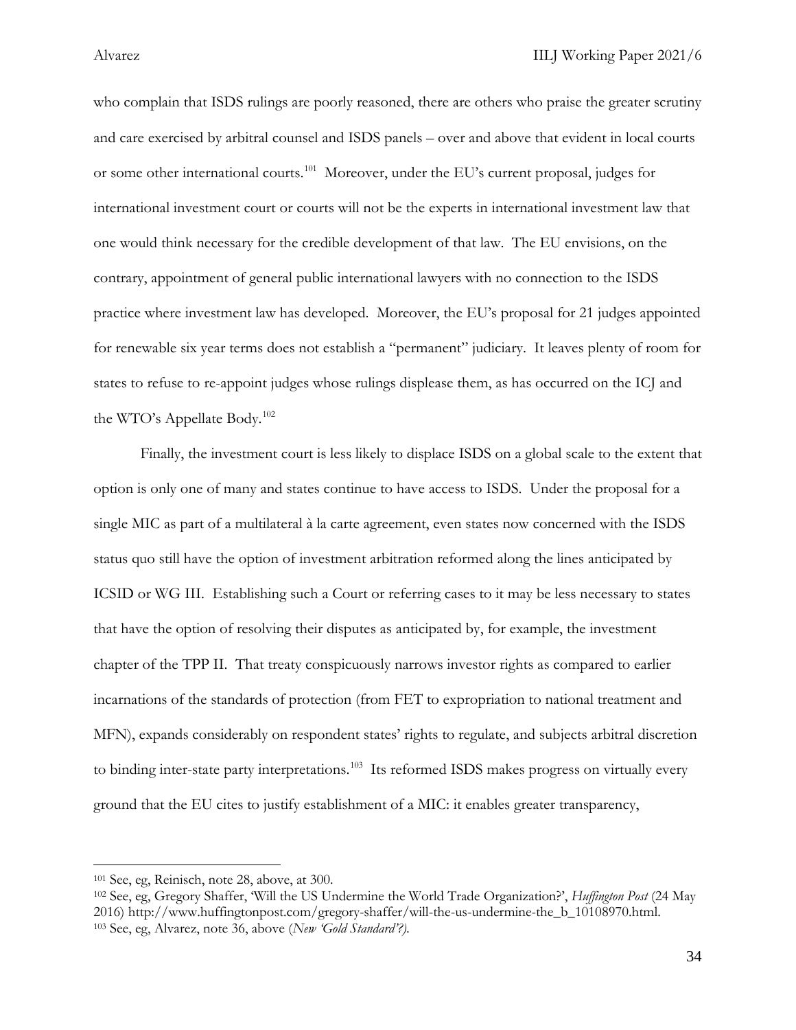who complain that ISDS rulings are poorly reasoned, there are others who praise the greater scrutiny and care exercised by arbitral counsel and ISDS panels – over and above that evident in local courts or some other international courts.[101] Moreover, under the EU's current proposal, judges for international investment court or courts will not be the experts in international investment law that one would think necessary for the credible development of that law. The EU envisions, on the contrary, appointment of general public international lawyers with no connection to the ISDS practice where investment law has developed. Moreover, the EU's proposal for 21 judges appointed for renewable six year terms does not establish a "permanent" judiciary. It leaves plenty of room for states to refuse to re-appoint judges whose rulings displease them, as has occurred on the ICJ and the WTO's Appellate Body.[102]

Finally, the investment court is less likely to displace ISDS on a global scale to the extent that option is only one of many and states continue to have access to ISDS. Under the proposal for a single MIC as part of a multilateral à la carte agreement, even states now concerned with the ISDS status quo still have the option of investment arbitration reformed along the lines anticipated by ICSID or WG III. Establishing such a Court or referring cases to it may be less necessary to states that have the option of resolving their disputes as anticipated by, for example, the investment chapter of the TPP II. That treaty conspicuously narrows investor rights as compared to earlier incarnations of the standards of protection (from FET to expropriation to national treatment and MFN), expands considerably on respondent states' rights to regulate, and subjects arbitral discretion to binding inter-state party interpretations.[103] Its reformed ISDS makes progress on virtually every ground that the EU cites to justify establishment of a MIC: it enables greater transparency,

---

[101] See, eg, Reinisch, note 28, above, at 300.

[102] See, eg, Gregory Shaffer, 'Will the US Undermine the World Trade Organization?', *Huffington Post* (24 May 2016) http://www.huffingtonpost.com/gregory-shaffer/will-the-us-undermine-the_b_10108970.html.

[103] See, eg, Alvarez, note 36, above (*New 'Gold Standard'?).*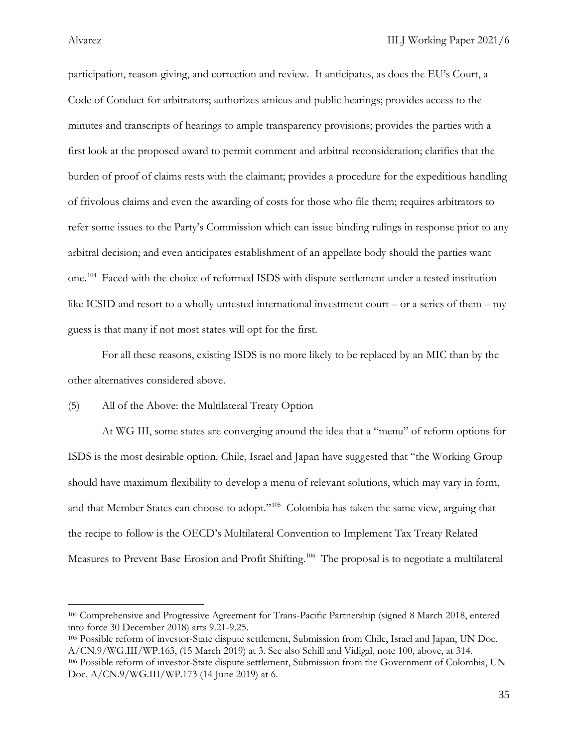participation, reason-giving, and correction and review. It anticipates, as does the EU's Court, a Code of Conduct for arbitrators; authorizes amicus and public hearings; provides access to the minutes and transcripts of hearings to ample transparency provisions; provides the parties with a first look at the proposed award to permit comment and arbitral reconsideration; clarifies that the burden of proof of claims rests with the claimant; provides a procedure for the expeditious handling of frivolous claims and even the awarding of costs for those who file them; requires arbitrators to refer some issues to the Party's Commission which can issue binding rulings in response prior to any arbitral decision; and even anticipates establishment of an appellate body should the parties want one.[104] Faced with the choice of reformed ISDS with dispute settlement under a tested institution like ICSID and resort to a wholly untested international investment court – or a series of them – my guess is that many if not most states will opt for the first.

For all these reasons, existing ISDS is no more likely to be replaced by an MIC than by the other alternatives considered above.

(5) All of the Above: the Multilateral Treaty Option

At WG III, some states are converging around the idea that a "menu" of reform options for ISDS is the most desirable option. Chile, Israel and Japan have suggested that "the Working Group should have maximum flexibility to develop a menu of relevant solutions, which may vary in form, and that Member States can choose to adopt."[105] Colombia has taken the same view, arguing that the recipe to follow is the OECD's Multilateral Convention to Implement Tax Treaty Related Measures to Prevent Base Erosion and Profit Shifting.[106] The proposal is to negotiate a multilateral

---

[104] Comprehensive and Progressive Agreement for Trans-Pacific Partnership (signed 8 March 2018, entered into force 30 December 2018) arts 9.21-9.25.

[105] Possible reform of investor-State dispute settlement, Submission from Chile, Israel and Japan, UN Doc. A/CN.9/WG.III/WP.163, (15 March 2019) at 3. See also Schill and Vidigal, note 100, above, at 314.

[106] Possible reform of investor-State dispute settlement, Submission from the Government of Colombia, UN Doc. A/CN.9/WG.III/WP.173 (14 June 2019) at 6.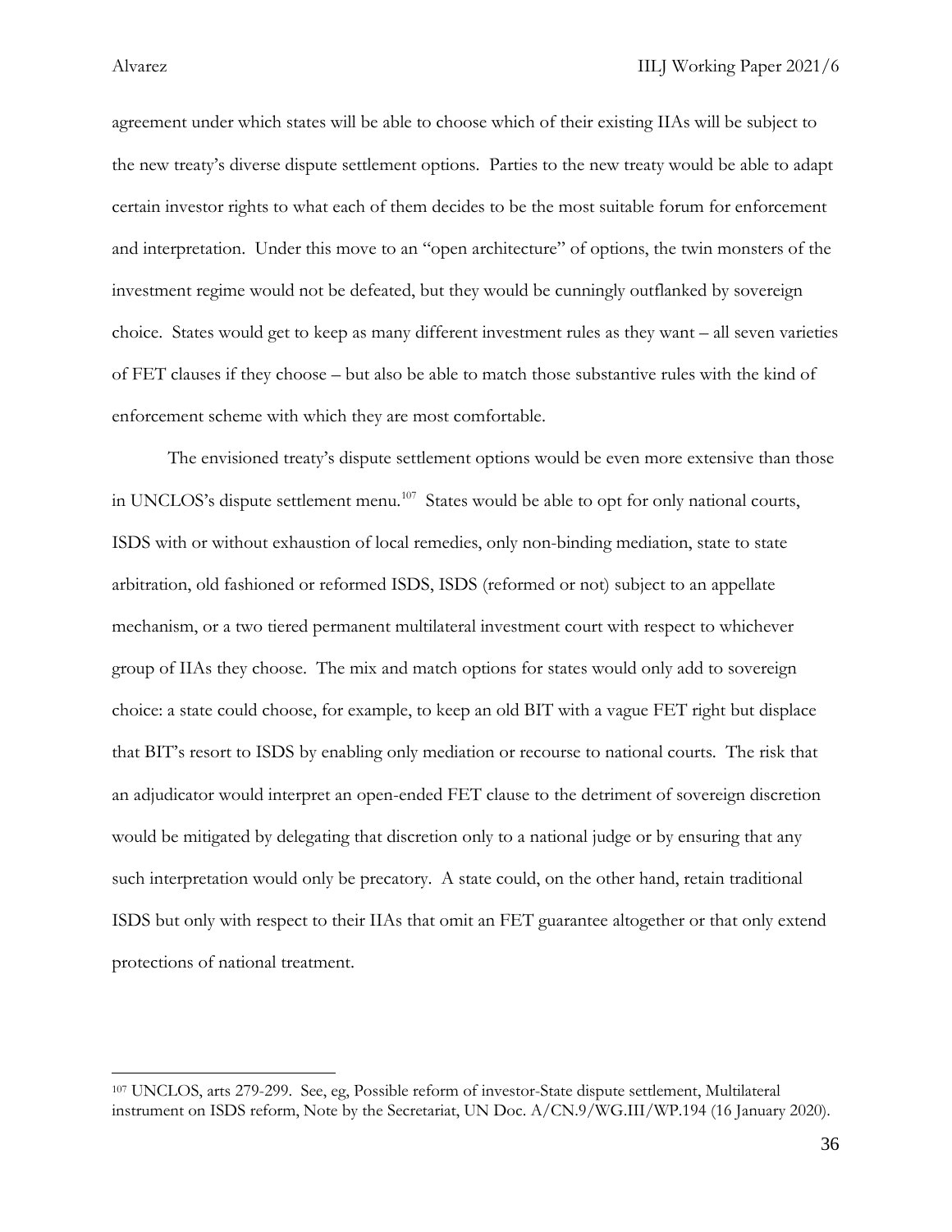agreement under which states will be able to choose which of their existing IIAs will be subject to the new treaty's diverse dispute settlement options. Parties to the new treaty would be able to adapt certain investor rights to what each of them decides to be the most suitable forum for enforcement and interpretation. Under this move to an "open architecture" of options, the twin monsters of the investment regime would not be defeated, but they would be cunningly outflanked by sovereign choice. States would get to keep as many different investment rules as they want – all seven varieties of FET clauses if they choose – but also be able to match those substantive rules with the kind of enforcement scheme with which they are most comfortable.

The envisioned treaty's dispute settlement options would be even more extensive than those in UNCLOS's dispute settlement menu.[107] States would be able to opt for only national courts, ISDS with or without exhaustion of local remedies, only non-binding mediation, state to state arbitration, old fashioned or reformed ISDS, ISDS (reformed or not) subject to an appellate mechanism, or a two tiered permanent multilateral investment court with respect to whichever group of IIAs they choose. The mix and match options for states would only add to sovereign choice: a state could choose, for example, to keep an old BIT with a vague FET right but displace that BIT's resort to ISDS by enabling only mediation or recourse to national courts. The risk that an adjudicator would interpret an open-ended FET clause to the detriment of sovereign discretion would be mitigated by delegating that discretion only to a national judge or by ensuring that any such interpretation would only be precatory. A state could, on the other hand, retain traditional ISDS but only with respect to their IIAs that omit an FET guarantee altogether or that only extend protections of national treatment.

---

[107] UNCLOS, arts 279-299. See, eg, Possible reform of investor-State dispute settlement, Multilateral instrument on ISDS reform, Note by the Secretariat, UN Doc. A/CN.9/WG.III/WP.194 (16 January 2020).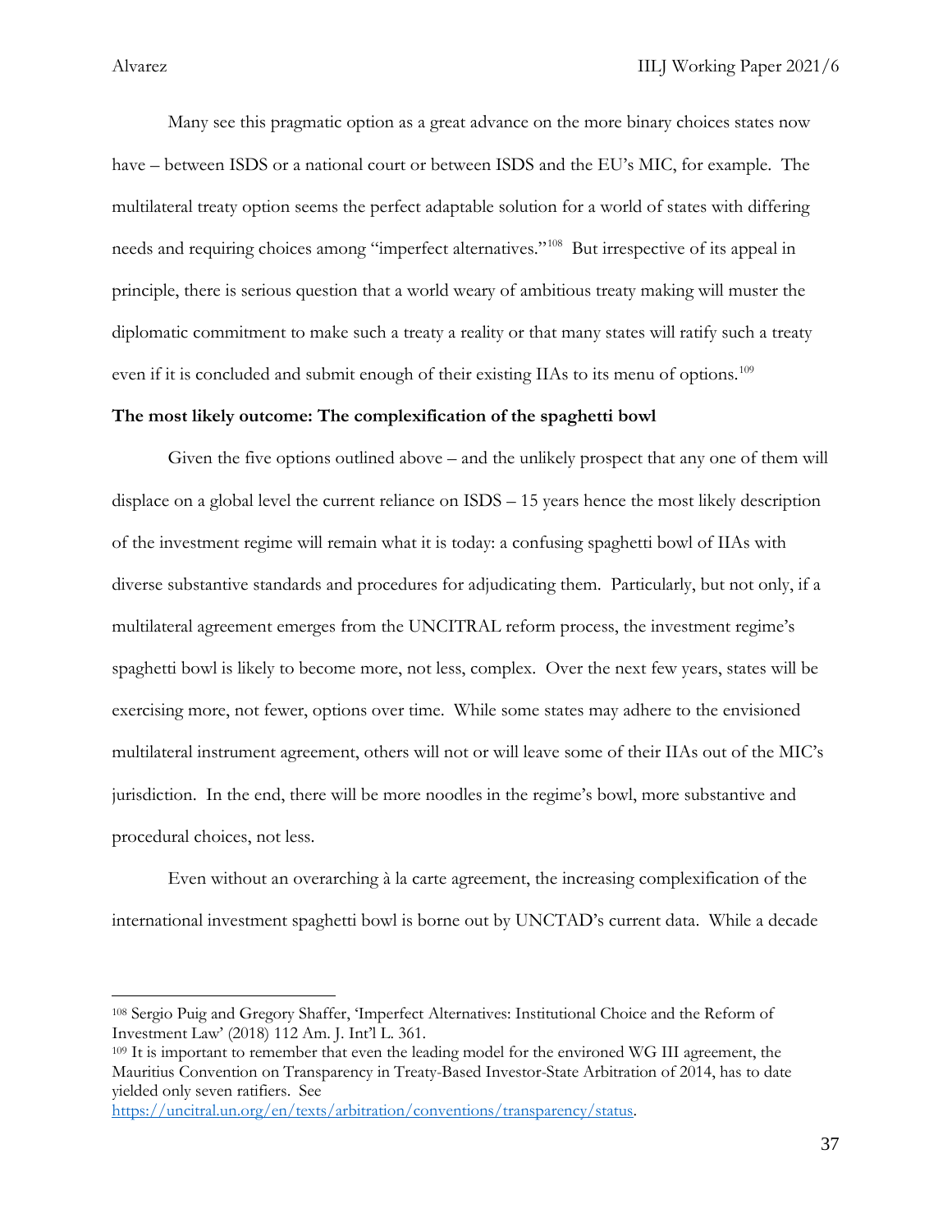Many see this pragmatic option as a great advance on the more binary choices states now have – between ISDS or a national court or between ISDS and the EU's MIC, for example. The multilateral treaty option seems the perfect adaptable solution for a world of states with differing needs and requiring choices among "imperfect alternatives."[108] But irrespective of its appeal in principle, there is serious question that a world weary of ambitious treaty making will muster the diplomatic commitment to make such a treaty a reality or that many states will ratify such a treaty even if it is concluded and submit enough of their existing IIAs to its menu of options.[109]

**The most likely outcome: The complexification of the spaghetti bowl**

Given the five options outlined above – and the unlikely prospect that any one of them will displace on a global level the current reliance on ISDS – 15 years hence the most likely description of the investment regime will remain what it is today: a confusing spaghetti bowl of IIAs with diverse substantive standards and procedures for adjudicating them. Particularly, but not only, if a multilateral agreement emerges from the UNCITRAL reform process, the investment regime's spaghetti bowl is likely to become more, not less, complex. Over the next few years, states will be exercising more, not fewer, options over time. While some states may adhere to the envisioned multilateral instrument agreement, others will not or will leave some of their IIAs out of the MIC's jurisdiction. In the end, there will be more noodles in the regime's bowl, more substantive and procedural choices, not less.

Even without an overarching à la carte agreement, the increasing complexification of the international investment spaghetti bowl is borne out by UNCTAD's current data. While a decade

---

[108] Sergio Puig and Gregory Shaffer, 'Imperfect Alternatives: Institutional Choice and the Reform of Investment Law' (2018) 112 Am. J. Int'l L. 361.

[109] It is important to remember that even the leading model for the environed WG III agreement, the Mauritius Convention on Transparency in Treaty-Based Investor-State Arbitration of 2014, has to date yielded only seven ratifiers. See https://uncitral.un.org/en/texts/arbitration/conventions/transparency/status.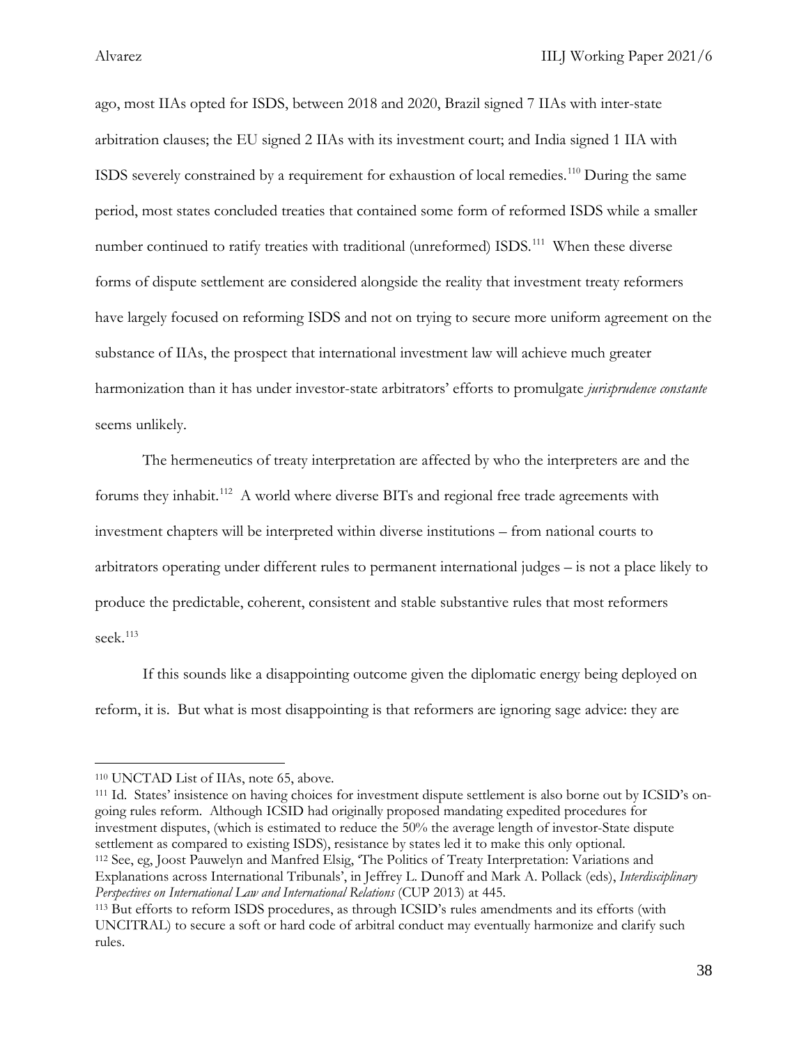ago, most IIAs opted for ISDS, between 2018 and 2020, Brazil signed 7 IIAs with inter-state arbitration clauses; the EU signed 2 IIAs with its investment court; and India signed 1 IIA with ISDS severely constrained by a requirement for exhaustion of local remedies.[110] During the same period, most states concluded treaties that contained some form of reformed ISDS while a smaller number continued to ratify treaties with traditional (unreformed) ISDS.[111] When these diverse forms of dispute settlement are considered alongside the reality that investment treaty reformers have largely focused on reforming ISDS and not on trying to secure more uniform agreement on the substance of IIAs, the prospect that international investment law will achieve much greater harmonization than it has under investor-state arbitrators' efforts to promulgate *jurisprudence constante* seems unlikely.

The hermeneutics of treaty interpretation are affected by who the interpreters are and the forums they inhabit.[112] A world where diverse BITs and regional free trade agreements with investment chapters will be interpreted within diverse institutions – from national courts to arbitrators operating under different rules to permanent international judges – is not a place likely to produce the predictable, coherent, consistent and stable substantive rules that most reformers seek.[113]

If this sounds like a disappointing outcome given the diplomatic energy being deployed on reform, it is. But what is most disappointing is that reformers are ignoring sage advice: they are

---

[110] UNCTAD List of IIAs, note 65, above.

[111] Id. States' insistence on having choices for investment dispute settlement is also borne out by ICSID's on-going rules reform. Although ICSID had originally proposed mandating expedited procedures for investment disputes, (which is estimated to reduce the 50% the average length of investor-State dispute settlement as compared to existing ISDS), resistance by states led it to make this only optional.

[112] See, eg, Joost Pauwelyn and Manfred Elsig, 'The Politics of Treaty Interpretation: Variations and Explanations across International Tribunals', in Jeffrey L. Dunoff and Mark A. Pollack (eds), *Interdisciplinary Perspectives on International Law and International Relations* (CUP 2013) at 445.

[113] But efforts to reform ISDS procedures, as through ICSID's rules amendments and its efforts (with UNCITRAL) to secure a soft or hard code of arbitral conduct may eventually harmonize and clarify such rules.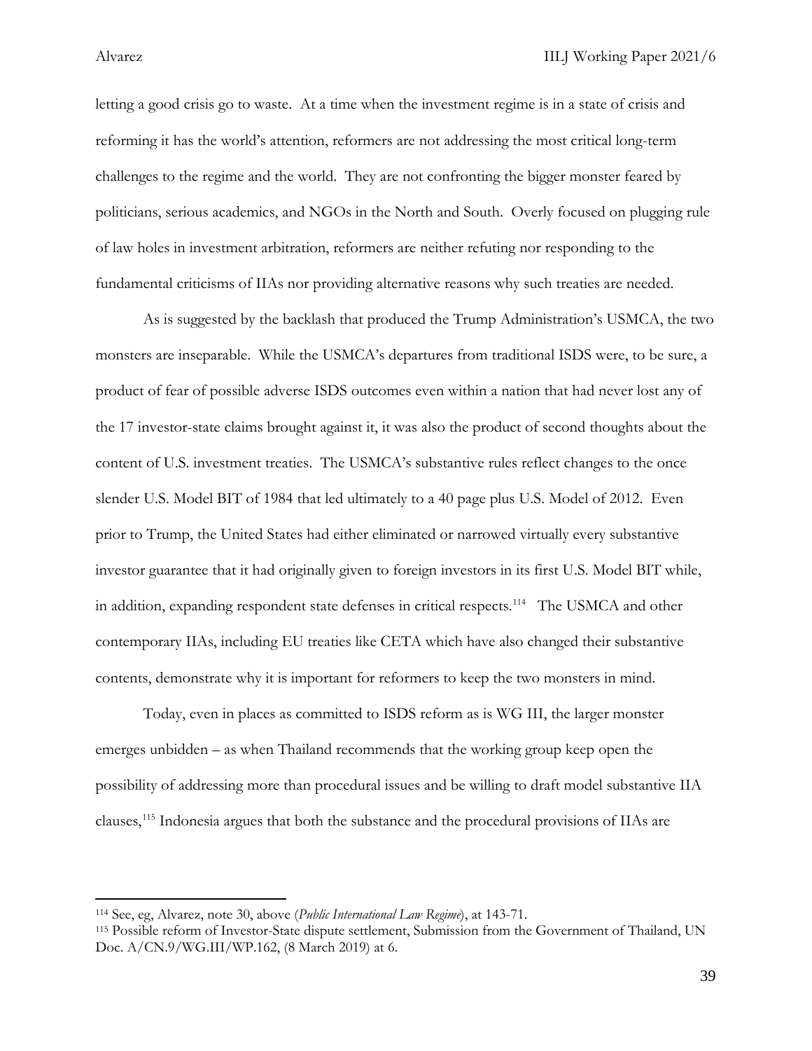letting a good crisis go to waste. At a time when the investment regime is in a state of crisis and reforming it has the world's attention, reformers are not addressing the most critical long-term challenges to the regime and the world. They are not confronting the bigger monster feared by politicians, serious academics, and NGOs in the North and South. Overly focused on plugging rule of law holes in investment arbitration, reformers are neither refuting nor responding to the fundamental criticisms of IIAs nor providing alternative reasons why such treaties are needed.

As is suggested by the backlash that produced the Trump Administration's USMCA, the two monsters are inseparable. While the USMCA's departures from traditional ISDS were, to be sure, a product of fear of possible adverse ISDS outcomes even within a nation that had never lost any of the 17 investor-state claims brought against it, it was also the product of second thoughts about the content of U.S. investment treaties. The USMCA's substantive rules reflect changes to the once slender U.S. Model BIT of 1984 that led ultimately to a 40 page plus U.S. Model of 2012. Even prior to Trump, the United States had either eliminated or narrowed virtually every substantive investor guarantee that it had originally given to foreign investors in its first U.S. Model BIT while, in addition, expanding respondent state defenses in critical respects.[114] The USMCA and other contemporary IIAs, including EU treaties like CETA which have also changed their substantive contents, demonstrate why it is important for reformers to keep the two monsters in mind.

Today, even in places as committed to ISDS reform as is WG III, the larger monster emerges unbidden – as when Thailand recommends that the working group keep open the possibility of addressing more than procedural issues and be willing to draft model substantive IIA clauses,[115] Indonesia argues that both the substance and the procedural provisions of IIAs are

---

[114] See, eg, Alvarez, note 30, above (*Public International Law Regime*), at 143-71.

[115] Possible reform of Investor-State dispute settlement, Submission from the Government of Thailand, UN Doc. A/CN.9/WG.III/WP.162, (8 March 2019) at 6.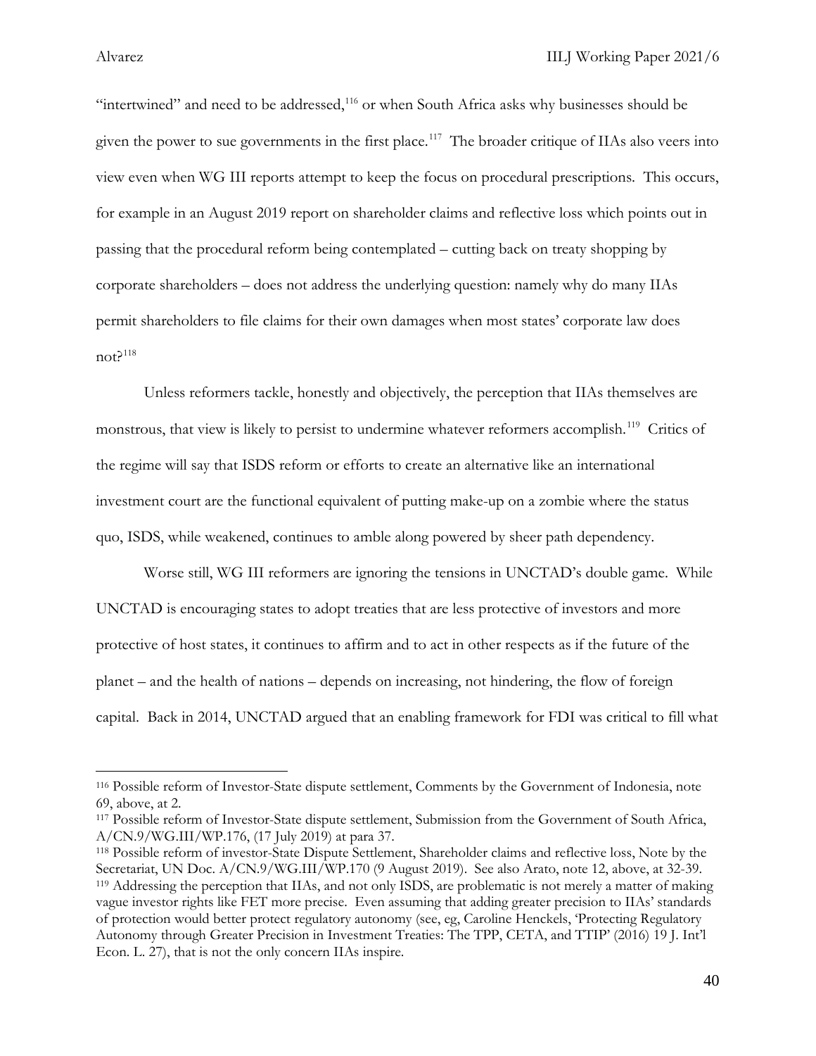"intertwined" and need to be addressed,[116] or when South Africa asks why businesses should be given the power to sue governments in the first place.[117] The broader critique of IIAs also veers into view even when WG III reports attempt to keep the focus on procedural prescriptions. This occurs, for example in an August 2019 report on shareholder claims and reflective loss which points out in passing that the procedural reform being contemplated – cutting back on treaty shopping by corporate shareholders – does not address the underlying question: namely why do many IIAs permit shareholders to file claims for their own damages when most states' corporate law does not?[118]

Unless reformers tackle, honestly and objectively, the perception that IIAs themselves are monstrous, that view is likely to persist to undermine whatever reformers accomplish.[119] Critics of the regime will say that ISDS reform or efforts to create an alternative like an international investment court are the functional equivalent of putting make-up on a zombie where the status quo, ISDS, while weakened, continues to amble along powered by sheer path dependency.

Worse still, WG III reformers are ignoring the tensions in UNCTAD's double game. While UNCTAD is encouraging states to adopt treaties that are less protective of investors and more protective of host states, it continues to affirm and to act in other respects as if the future of the planet – and the health of nations – depends on increasing, not hindering, the flow of foreign capital. Back in 2014, UNCTAD argued that an enabling framework for FDI was critical to fill what

---

[116] Possible reform of Investor-State dispute settlement, Comments by the Government of Indonesia, note 69, above, at 2.

[117] Possible reform of Investor-State dispute settlement, Submission from the Government of South Africa, A/CN.9/WG.III/WP.176, (17 July 2019) at para 37.

[118] Possible reform of investor-State Dispute Settlement, Shareholder claims and reflective loss, Note by the Secretariat, UN Doc. A/CN.9/WG.III/WP.170 (9 August 2019). See also Arato, note 12, above, at 32-39.

[119] Addressing the perception that IIAs, and not only ISDS, are problematic is not merely a matter of making vague investor rights like FET more precise. Even assuming that adding greater precision to IIAs' standards of protection would better protect regulatory autonomy (see, eg, Caroline Henckels, 'Protecting Regulatory Autonomy through Greater Precision in Investment Treaties: The TPP, CETA, and TTIP' (2016) 19 J. Int'l Econ. L. 27), that is not the only concern IIAs inspire.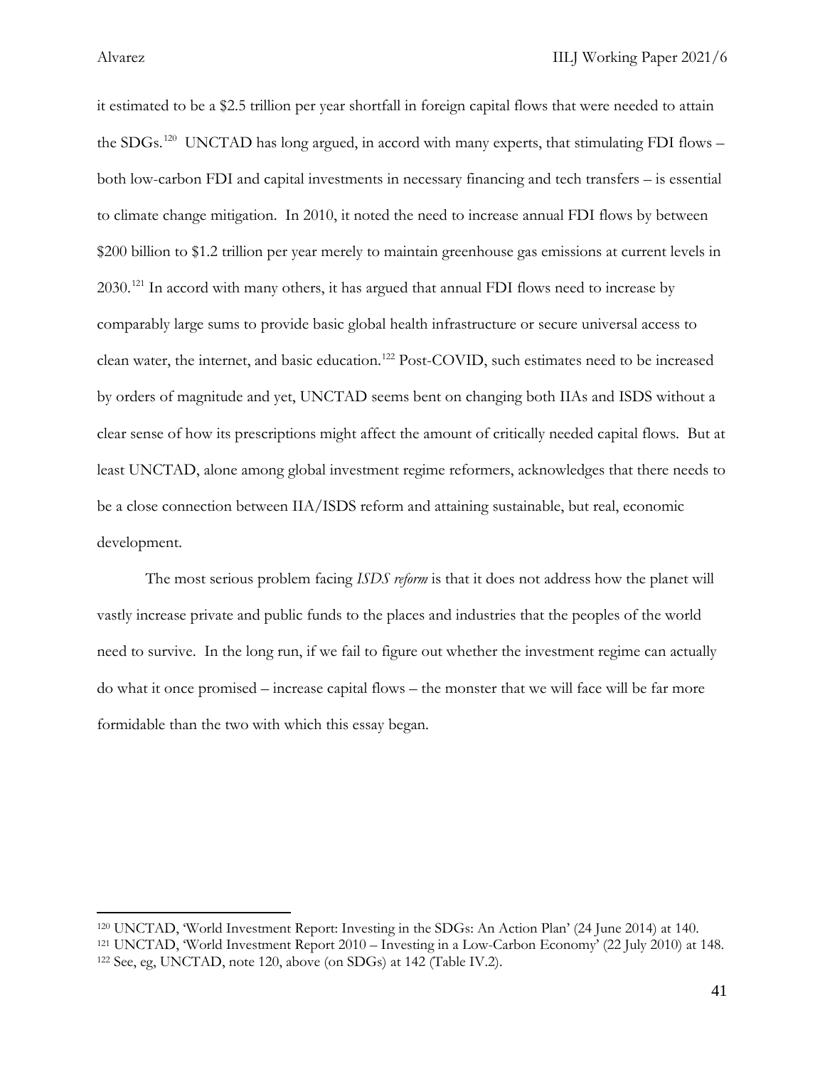it estimated to be a $2.5 trillion per year shortfall in foreign capital flows that were needed to attain the SDGs.[120] UNCTAD has long argued, in accord with many experts, that stimulating FDI flows – both low-carbon FDI and capital investments in necessary financing and tech transfers – is essential to climate change mitigation. In 2010, it noted the need to increase annual FDI flows by between $200 billion to $1.2 trillion per year merely to maintain greenhouse gas emissions at current levels in 2030.[121] In accord with many others, it has argued that annual FDI flows need to increase by comparably large sums to provide basic global health infrastructure or secure universal access to clean water, the internet, and basic education.[122] Post-COVID, such estimates need to be increased by orders of magnitude and yet, UNCTAD seems bent on changing both IIAs and ISDS without a clear sense of how its prescriptions might affect the amount of critically needed capital flows. But at least UNCTAD, alone among global investment regime reformers, acknowledges that there needs to be a close connection between IIA/ISDS reform and attaining sustainable, but real, economic development.

The most serious problem facing *ISDS reform* is that it does not address how the planet will vastly increase private and public funds to the places and industries that the peoples of the world need to survive. In the long run, if we fail to figure out whether the investment regime can actually do what it once promised – increase capital flows – the monster that we will face will be far more formidable than the two with which this essay began.

[120] UNCTAD, 'World Investment Report: Investing in the SDGs: An Action Plan' (24 June 2014) at 140.

[121] UNCTAD, 'World Investment Report 2010 – Investing in a Low-Carbon Economy' (22 July 2010) at 148.

[122] See, eg, UNCTAD, note 120, above (on SDGs) at 142 (Table IV.2).